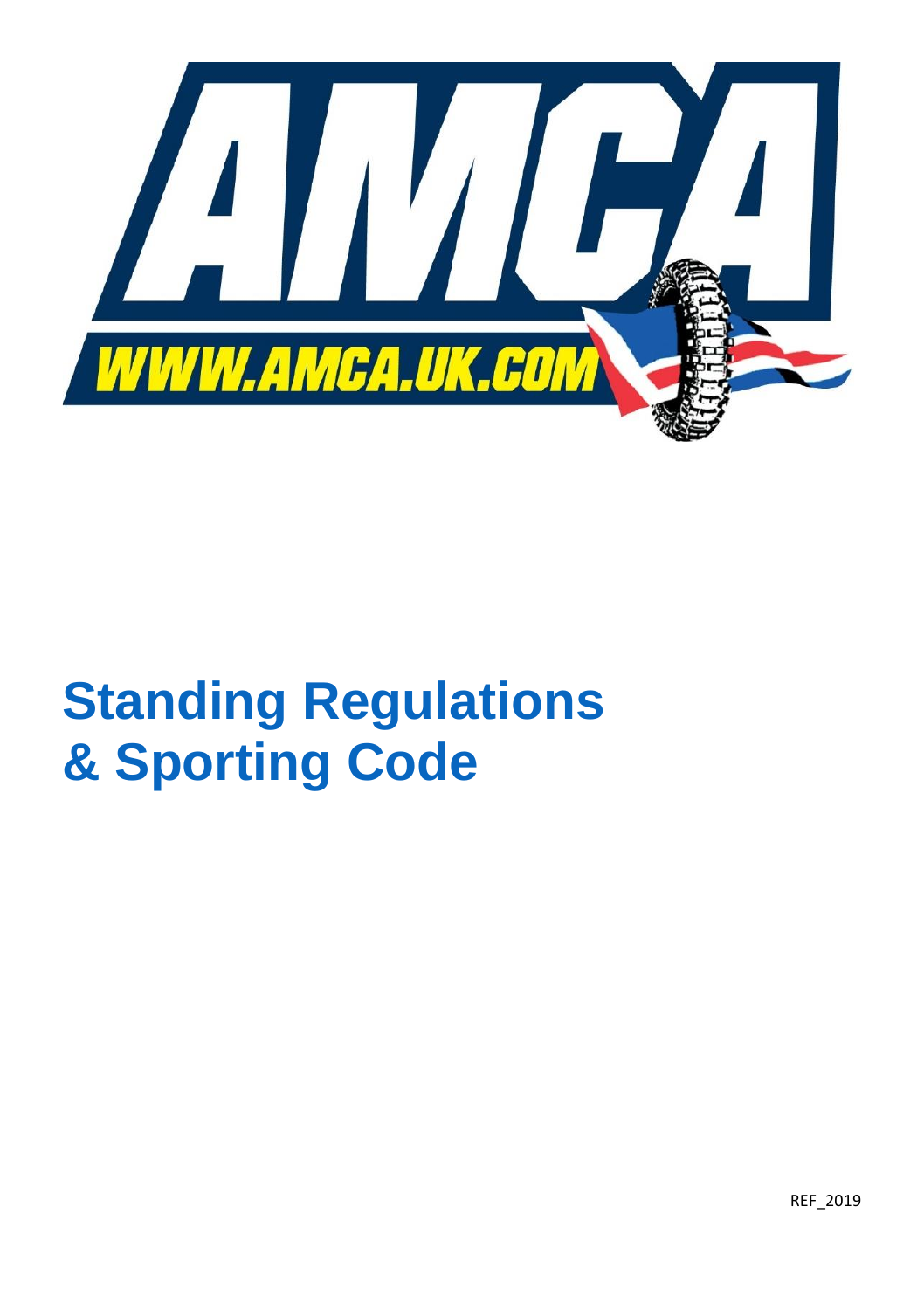AMCA

WWW.AMCA.UK.COM

# Standing Regulations & Sporting Code

REF_2019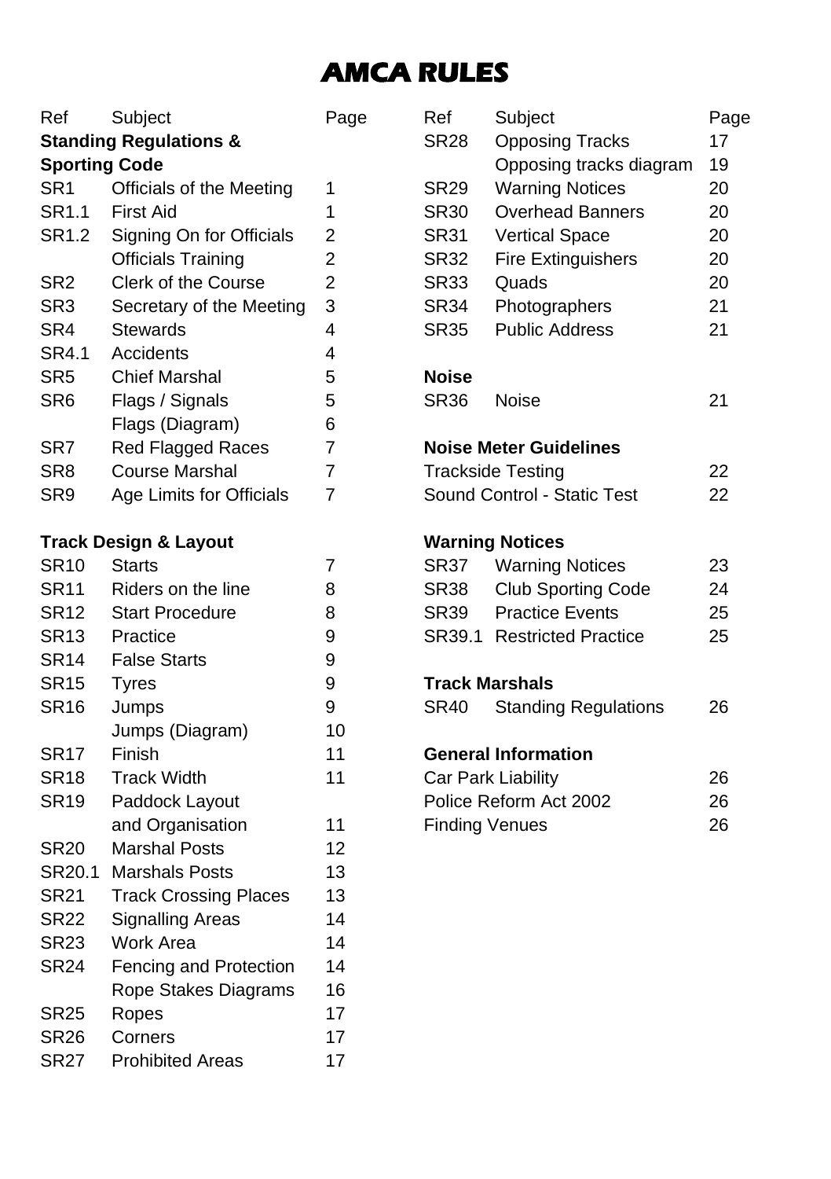# AMCA RULES

| Ref | Subject | Page |
|---|---|---|
| **Standing Regulations & Sporting Code** | | |
| SR1 | Officials of the Meeting | 1 |
| SR1.1 | First Aid | 1 |
| SR1.2 | Signing On for Officials | 2 |
| | Officials Training | 2 |
| SR2 | Clerk of the Course | 2 |
| SR3 | Secretary of the Meeting | 3 |
| SR4 | Stewards | 4 |
| SR4.1 | Accidents | 4 |
| SR5 | Chief Marshal | 5 |
| SR6 | Flags / Signals | 5 |
| | Flags (Diagram) | 6 |
| SR7 | Red Flagged Races | 7 |
| SR8 | Course Marshal | 7 |
| SR9 | Age Limits for Officials | 7 |
| **Track Design & Layout** | | |
| SR10 | Starts | 7 |
| SR11 | Riders on the line | 8 |
| SR12 | Start Procedure | 8 |
| SR13 | Practice | 9 |
| SR14 | False Starts | 9 |
| SR15 | Tyres | 9 |
| SR16 | Jumps | 9 |
| | Jumps (Diagram) | 10 |
| SR17 | Finish | 11 |
| SR18 | Track Width | 11 |
| SR19 | Paddock Layout and Organisation | 11 |
| SR20 | Marshal Posts | 12 |
| SR20.1 | Marshals Posts | 13 |
| SR21 | Track Crossing Places | 13 |
| SR22 | Signalling Areas | 14 |
| SR23 | Work Area | 14 |
| SR24 | Fencing and Protection | 14 |
| | Rope Stakes Diagrams | 16 |
| SR25 | Ropes | 17 |
| SR26 | Corners | 17 |
| SR27 | Prohibited Areas | 17 |
| SR28 | Opposing Tracks | 17 |
| | Opposing tracks diagram | 19 |
| SR29 | Warning Notices | 20 |
| SR30 | Overhead Banners | 20 |
| SR31 | Vertical Space | 20 |
| SR32 | Fire Extinguishers | 20 |
| SR33 | Quads | 20 |
| SR34 | Photographers | 21 |
| SR35 | Public Address | 21 |
| **Noise** | | |
| SR36 | Noise | 21 |
| **Noise Meter Guidelines** | | |
| | Trackside Testing | 22 |
| | Sound Control - Static Test | 22 |
| **Warning Notices** | | |
| SR37 | Warning Notices | 23 |
| SR38 | Club Sporting Code | 24 |
| SR39 | Practice Events | 25 |
| SR39.1 | Restricted Practice | 25 |
| **Track Marshals** | | |
| SR40 | Standing Regulations | 26 |
| **General Information** | | |
| | Car Park Liability | 26 |
| | Police Reform Act 2002 | 26 |
| | Finding Venues | 26 |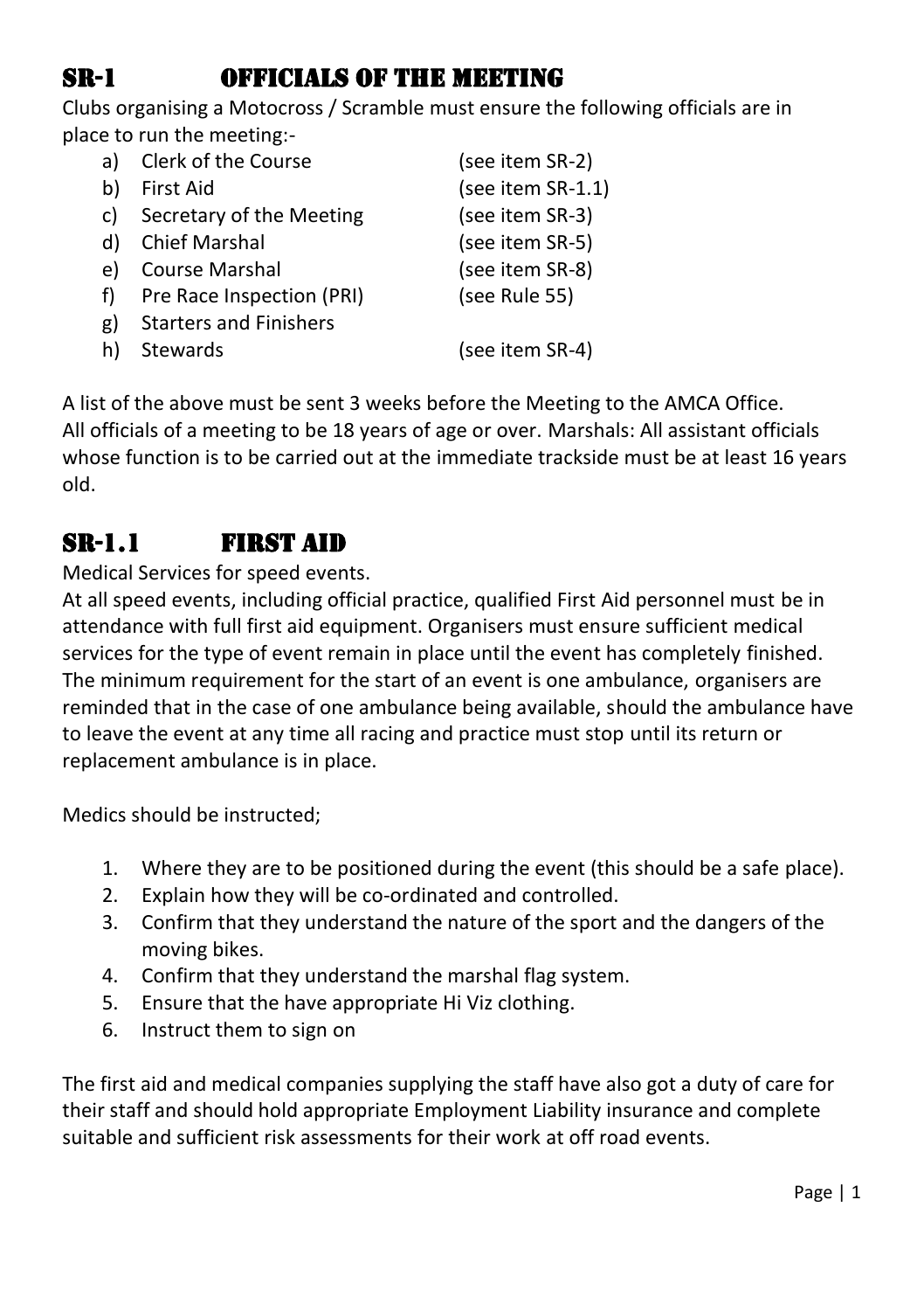## SR-1 OFFICIALS OF THE MEETING

Clubs organising a Motocross / Scramble must ensure the following officials are in place to run the meeting:-

| | | |
|---|---|---|
| a) | Clerk of the Course | (see item SR-2) |
| b) | First Aid | (see item SR-1.1) |
| c) | Secretary of the Meeting | (see item SR-3) |
| d) | Chief Marshal | (see item SR-5) |
| e) | Course Marshal | (see item SR-8) |
| f) | Pre Race Inspection (PRI) | (see Rule 55) |
| g) | Starters and Finishers | |
| h) | Stewards | (see item SR-4) |

A list of the above must be sent 3 weeks before the Meeting to the AMCA Office.
All officials of a meeting to be 18 years of age or over. Marshals: All assistant officials whose function is to be carried out at the immediate trackside must be at least 16 years old.

## SR-1.1 FIRST AID

Medical Services for speed events.
At all speed events, including official practice, qualified First Aid personnel must be in attendance with full first aid equipment. Organisers must ensure sufficient medical services for the type of event remain in place until the event has completely finished. The minimum requirement for the start of an event is one ambulance, organisers are reminded that in the case of one ambulance being available, should the ambulance have to leave the event at any time all racing and practice must stop until its return or replacement ambulance is in place.

Medics should be instructed;

1. Where they are to be positioned during the event (this should be a safe place).
2. Explain how they will be co-ordinated and controlled.
3. Confirm that they understand the nature of the sport and the dangers of the moving bikes.
4. Confirm that they understand the marshal flag system.
5. Ensure that the have appropriate Hi Viz clothing.
6. Instruct them to sign on

The first aid and medical companies supplying the staff have also got a duty of care for their staff and should hold appropriate Employment Liability insurance and complete suitable and sufficient risk assessments for their work at off road events.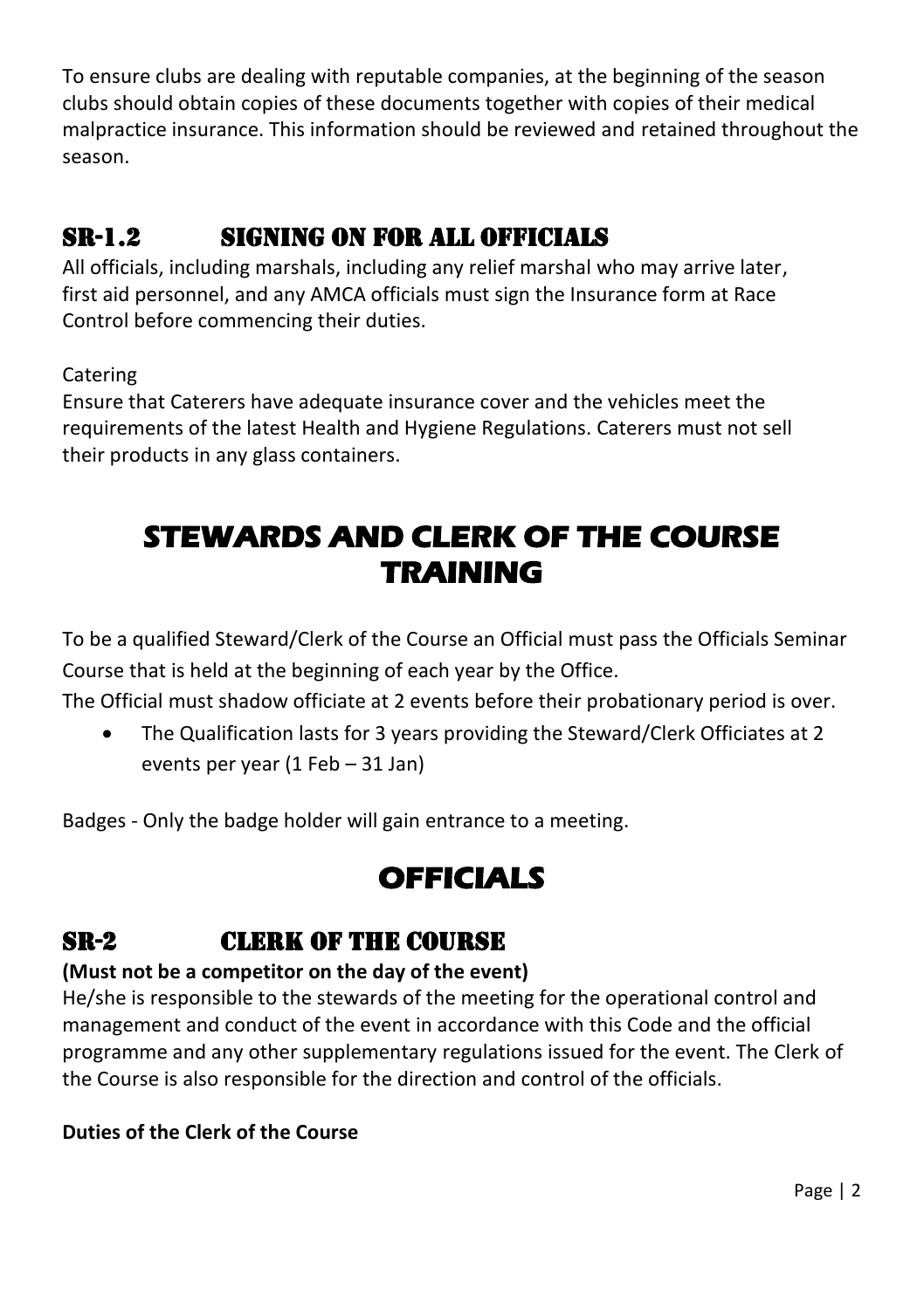To ensure clubs are dealing with reputable companies, at the beginning of the season clubs should obtain copies of these documents together with copies of their medical malpractice insurance. This information should be reviewed and retained throughout the season.

## SR-1.2 SIGNING ON FOR ALL OFFICIALS

All officials, including marshals, including any relief marshal who may arrive later, first aid personnel, and any AMCA officials must sign the Insurance form at Race Control before commencing their duties.

Catering

Ensure that Caterers have adequate insurance cover and the vehicles meet the requirements of the latest Health and Hygiene Regulations. Caterers must not sell their products in any glass containers.

# STEWARDS AND CLERK OF THE COURSE TRAINING

To be a qualified Steward/Clerk of the Course an Official must pass the Officials Seminar Course that is held at the beginning of each year by the Office.

The Official must shadow officiate at 2 events before their probationary period is over.

- The Qualification lasts for 3 years providing the Steward/Clerk Officiates at 2 events per year (1 Feb – 31 Jan)

Badges - Only the badge holder will gain entrance to a meeting.

# OFFICIALS

## SR-2 CLERK OF THE COURSE

**(Must not be a competitor on the day of the event)**

He/she is responsible to the stewards of the meeting for the operational control and management and conduct of the event in accordance with this Code and the official programme and any other supplementary regulations issued for the event. The Clerk of the Course is also responsible for the direction and control of the officials.

**Duties of the Clerk of the Course**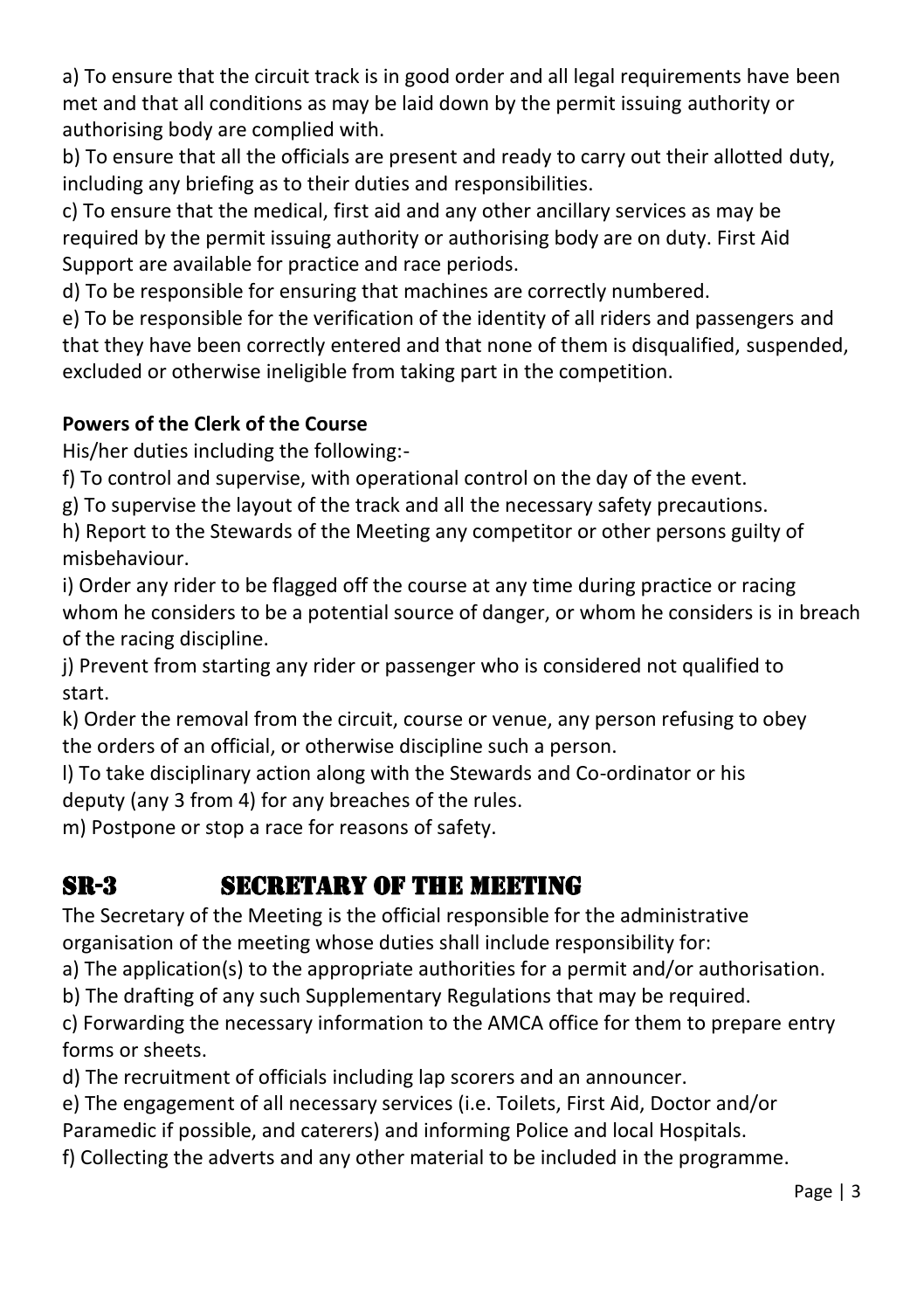a) To ensure that the circuit track is in good order and all legal requirements have been met and that all conditions as may be laid down by the permit issuing authority or authorising body are complied with.

b) To ensure that all the officials are present and ready to carry out their allotted duty, including any briefing as to their duties and responsibilities.

c) To ensure that the medical, first aid and any other ancillary services as may be required by the permit issuing authority or authorising body are on duty. First Aid Support are available for practice and race periods.

d) To be responsible for ensuring that machines are correctly numbered.

e) To be responsible for the verification of the identity of all riders and passengers and that they have been correctly entered and that none of them is disqualified, suspended, excluded or otherwise ineligible from taking part in the competition.

**Powers of the Clerk of the Course**

His/her duties including the following:-

f) To control and supervise, with operational control on the day of the event.

g) To supervise the layout of the track and all the necessary safety precautions.

h) Report to the Stewards of the Meeting any competitor or other persons guilty of misbehaviour.

i) Order any rider to be flagged off the course at any time during practice or racing whom he considers to be a potential source of danger, or whom he considers is in breach of the racing discipline.

j) Prevent from starting any rider or passenger who is considered not qualified to start.

k) Order the removal from the circuit, course or venue, any person refusing to obey the orders of an official, or otherwise discipline such a person.

l) To take disciplinary action along with the Stewards and Co-ordinator or his deputy (any 3 from 4) for any breaches of the rules.

m) Postpone or stop a race for reasons of safety.

## SR-3 SECRETARY OF THE MEETING

The Secretary of the Meeting is the official responsible for the administrative organisation of the meeting whose duties shall include responsibility for:

a) The application(s) to the appropriate authorities for a permit and/or authorisation.

b) The drafting of any such Supplementary Regulations that may be required.

c) Forwarding the necessary information to the AMCA office for them to prepare entry forms or sheets.

d) The recruitment of officials including lap scorers and an announcer.

e) The engagement of all necessary services (i.e. Toilets, First Aid, Doctor and/or Paramedic if possible, and caterers) and informing Police and local Hospitals.

f) Collecting the adverts and any other material to be included in the programme.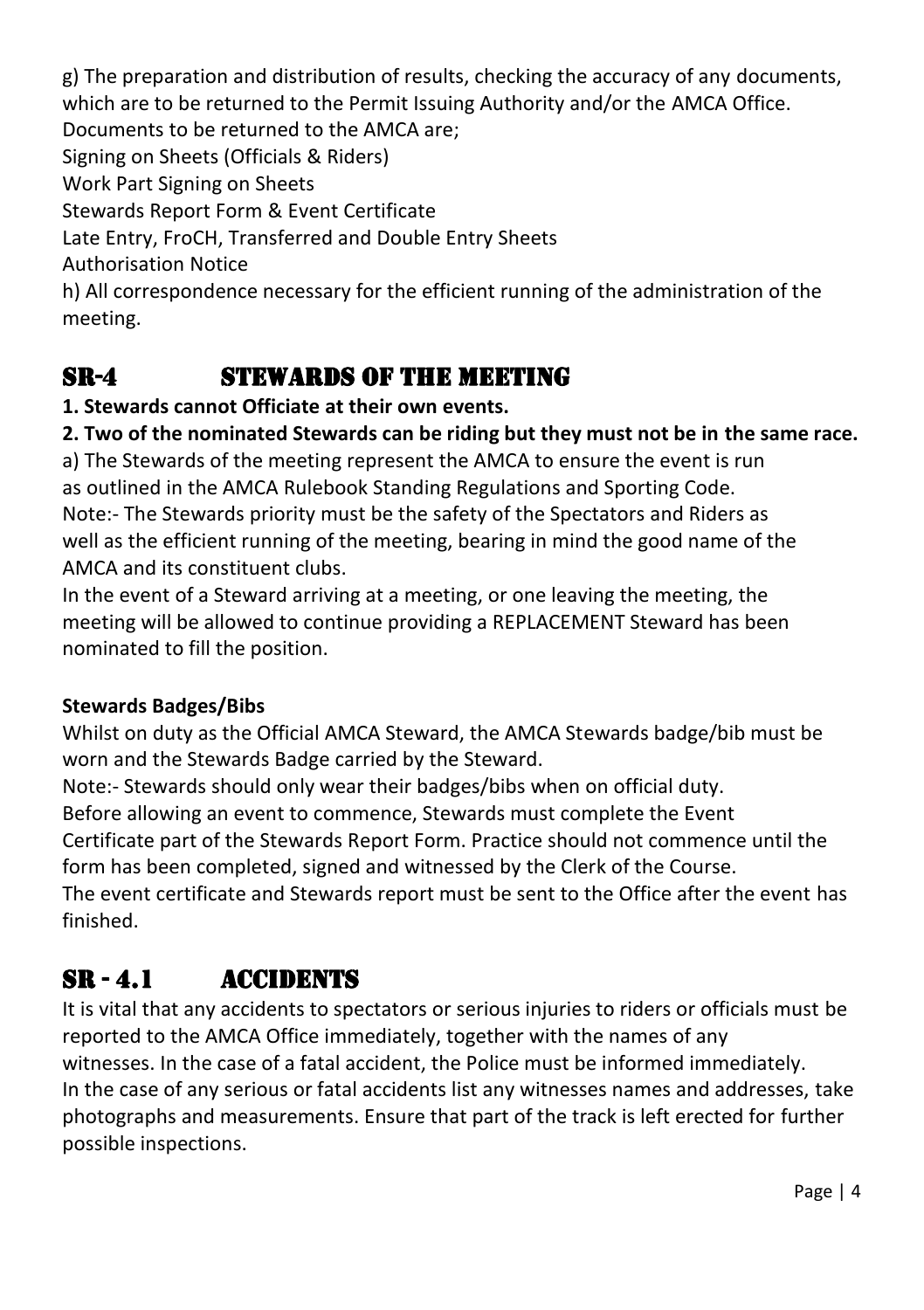g) The preparation and distribution of results, checking the accuracy of any documents, which are to be returned to the Permit Issuing Authority and/or the AMCA Office.
Documents to be returned to the AMCA are;
Signing on Sheets (Officials & Riders)
Work Part Signing on Sheets
Stewards Report Form & Event Certificate
Late Entry, FroCH, Transferred and Double Entry Sheets
Authorisation Notice
h) All correspondence necessary for the efficient running of the administration of the meeting.

## SR-4 STEWARDS OF THE MEETING

**1. Stewards cannot Officiate at their own events.**
**2. Two of the nominated Stewards can be riding but they must not be in the same race.**
a) The Stewards of the meeting represent the AMCA to ensure the event is run as outlined in the AMCA Rulebook Standing Regulations and Sporting Code.
Note:- The Stewards priority must be the safety of the Spectators and Riders as well as the efficient running of the meeting, bearing in mind the good name of the AMCA and its constituent clubs.
In the event of a Steward arriving at a meeting, or one leaving the meeting, the meeting will be allowed to continue providing a REPLACEMENT Steward has been nominated to fill the position.

**Stewards Badges/Bibs**
Whilst on duty as the Official AMCA Steward, the AMCA Stewards badge/bib must be worn and the Stewards Badge carried by the Steward.
Note:- Stewards should only wear their badges/bibs when on official duty.
Before allowing an event to commence, Stewards must complete the Event Certificate part of the Stewards Report Form. Practice should not commence until the form has been completed, signed and witnessed by the Clerk of the Course.
The event certificate and Stewards report must be sent to the Office after the event has finished.

## SR - 4.1 ACCIDENTS

It is vital that any accidents to spectators or serious injuries to riders or officials must be reported to the AMCA Office immediately, together with the names of any witnesses. In the case of a fatal accident, the Police must be informed immediately.
In the case of any serious or fatal accidents list any witnesses names and addresses, take photographs and measurements. Ensure that part of the track is left erected for further possible inspections.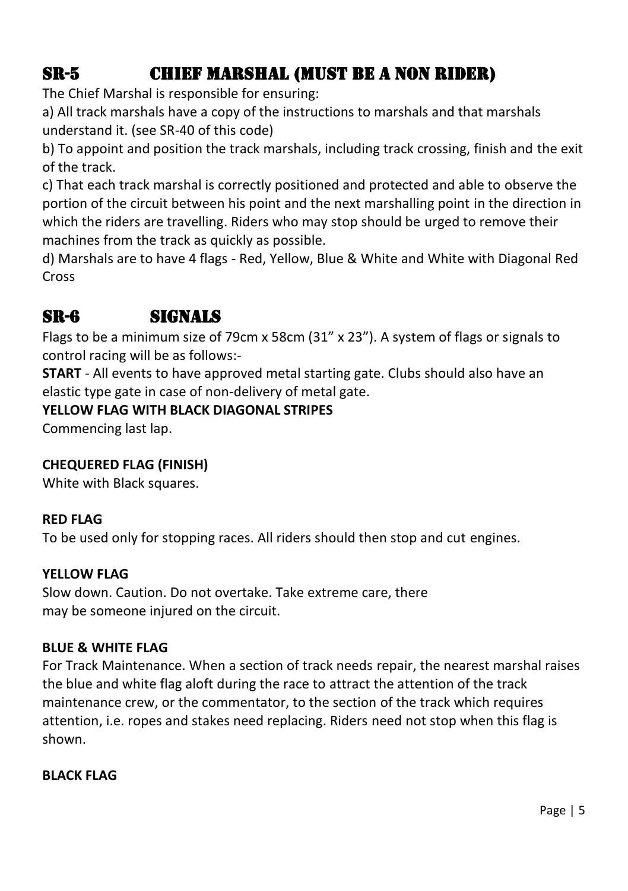## SR-5 CHIEF MARSHAL (MUST BE A NON RIDER)

The Chief Marshal is responsible for ensuring:

a) All track marshals have a copy of the instructions to marshals and that marshals understand it. (see SR-40 of this code)

b) To appoint and position the track marshals, including track crossing, finish and the exit of the track.

c) That each track marshal is correctly positioned and protected and able to observe the portion of the circuit between his point and the next marshalling point in the direction in which the riders are travelling. Riders who may stop should be urged to remove their machines from the track as quickly as possible.

d) Marshals are to have 4 flags - Red, Yellow, Blue & White and White with Diagonal Red Cross

## SR-6 SIGNALS

Flags to be a minimum size of 79cm x 58cm (31" x 23"). A system of flags or signals to control racing will be as follows:-

**START** - All events to have approved metal starting gate. Clubs should also have an elastic type gate in case of non-delivery of metal gate.

**YELLOW FLAG WITH BLACK DIAGONAL STRIPES**

Commencing last lap.

**CHEQUERED FLAG (FINISH)**

White with Black squares.

**RED FLAG**

To be used only for stopping races. All riders should then stop and cut engines.

**YELLOW FLAG**

Slow down. Caution. Do not overtake. Take extreme care, there may be someone injured on the circuit.

**BLUE & WHITE FLAG**

For Track Maintenance. When a section of track needs repair, the nearest marshal raises the blue and white flag aloft during the race to attract the attention of the track maintenance crew, or the commentator, to the section of the track which requires attention, i.e. ropes and stakes need replacing. Riders need not stop when this flag is shown.

**BLACK FLAG**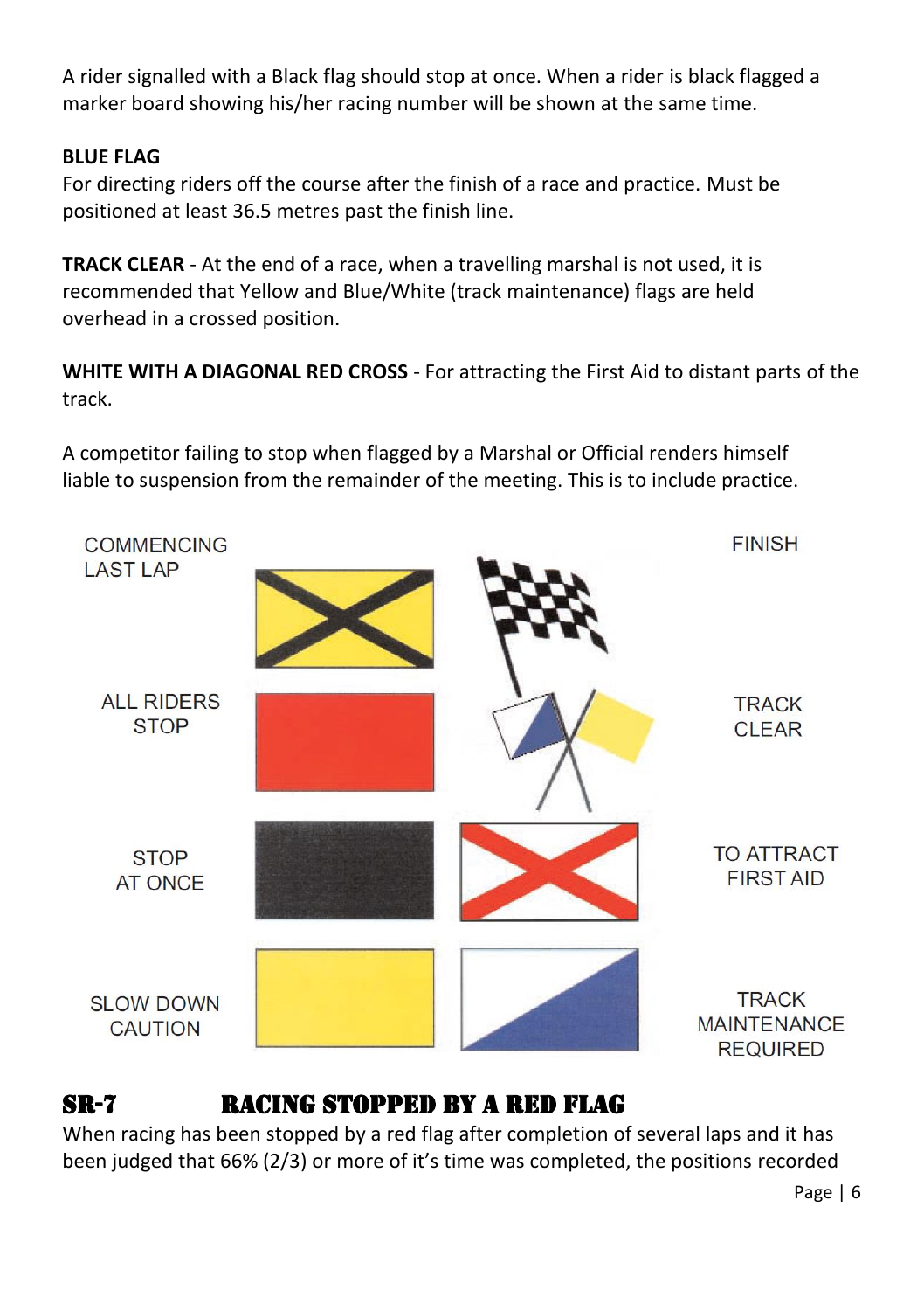A rider signalled with a Black flag should stop at once. When a rider is black flagged a marker board showing his/her racing number will be shown at the same time.

**BLUE FLAG**
For directing riders off the course after the finish of a race and practice. Must be positioned at least 36.5 metres past the finish line.

**TRACK CLEAR** - At the end of a race, when a travelling marshal is not used, it is recommended that Yellow and Blue/White (track maintenance) flags are held overhead in a crossed position.

**WHITE WITH A DIAGONAL RED CROSS** - For attracting the First Aid to distant parts of the track.

A competitor failing to stop when flagged by a Marshal or Official renders himself liable to suspension from the remainder of the meeting. This is to include practice.

COMMENCING LAST LAP

FINISH

ALL RIDERS STOP

TRACK CLEAR

STOP AT ONCE

TO ATTRACT FIRST AID

SLOW DOWN CAUTION

TRACK MAINTENANCE REQUIRED

## SR-7 RACING STOPPED BY A RED FLAG

When racing has been stopped by a red flag after completion of several laps and it has been judged that 66% (2/3) or more of it's time was completed, the positions recorded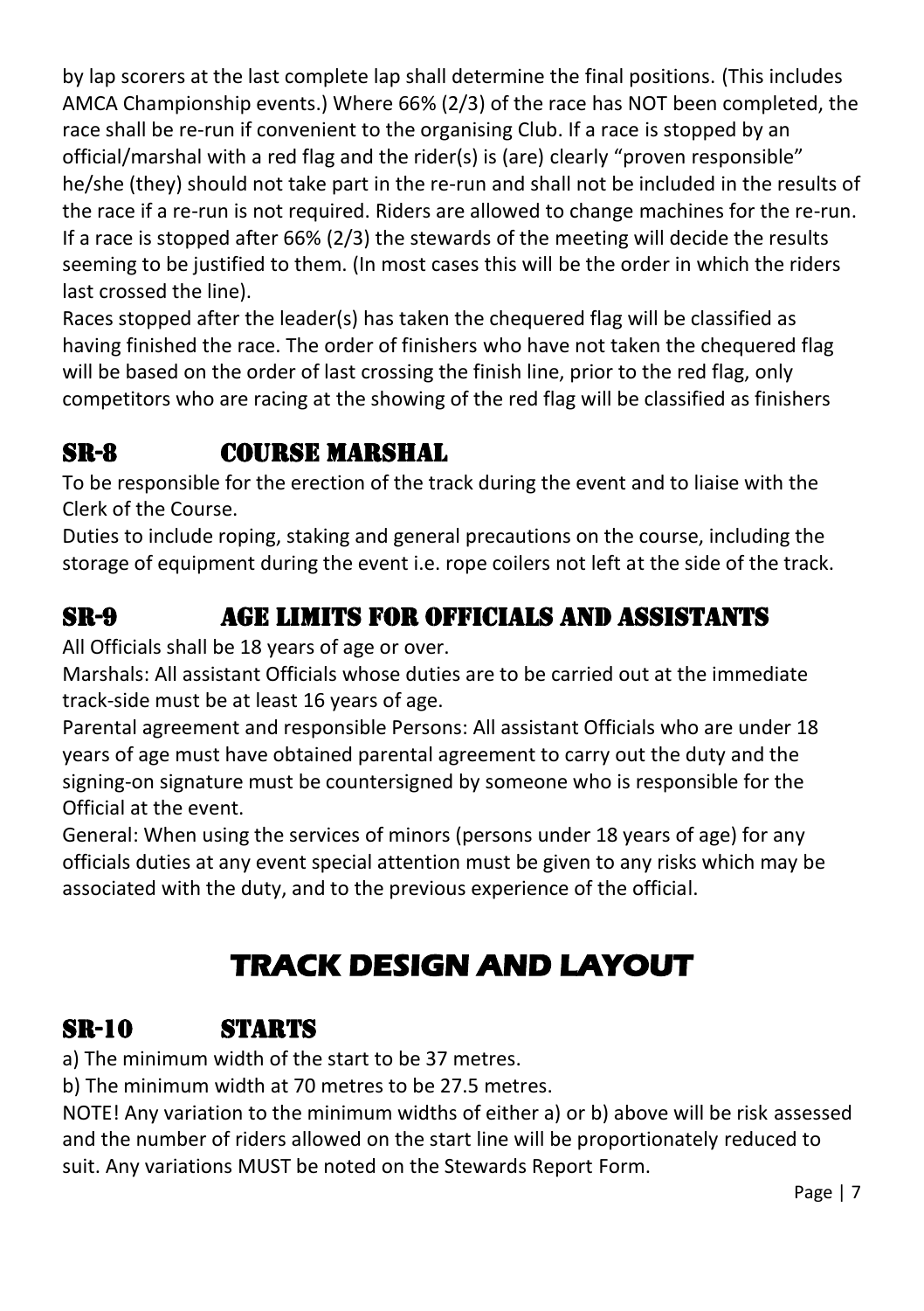by lap scorers at the last complete lap shall determine the final positions. (This includes AMCA Championship events.) Where 66% (2/3) of the race has NOT been completed, the race shall be re-run if convenient to the organising Club. If a race is stopped by an official/marshal with a red flag and the rider(s) is (are) clearly "proven responsible" he/she (they) should not take part in the re-run and shall not be included in the results of the race if a re-run is not required. Riders are allowed to change machines for the re-run. If a race is stopped after 66% (2/3) the stewards of the meeting will decide the results seeming to be justified to them. (In most cases this will be the order in which the riders last crossed the line).

Races stopped after the leader(s) has taken the chequered flag will be classified as having finished the race. The order of finishers who have not taken the chequered flag will be based on the order of last crossing the finish line, prior to the red flag, only competitors who are racing at the showing of the red flag will be classified as finishers

## SR-8 COURSE MARSHAL

To be responsible for the erection of the track during the event and to liaise with the Clerk of the Course.

Duties to include roping, staking and general precautions on the course, including the storage of equipment during the event i.e. rope coilers not left at the side of the track.

## SR-9 AGE LIMITS FOR OFFICIALS AND ASSISTANTS

All Officials shall be 18 years of age or over.

Marshals: All assistant Officials whose duties are to be carried out at the immediate track-side must be at least 16 years of age.

Parental agreement and responsible Persons: All assistant Officials who are under 18 years of age must have obtained parental agreement to carry out the duty and the signing-on signature must be countersigned by someone who is responsible for the Official at the event.

General: When using the services of minors (persons under 18 years of age) for any officials duties at any event special attention must be given to any risks which may be associated with the duty, and to the previous experience of the official.

# TRACK DESIGN AND LAYOUT

## SR-10 STARTS

a) The minimum width of the start to be 37 metres.

b) The minimum width at 70 metres to be 27.5 metres.

NOTE! Any variation to the minimum widths of either a) or b) above will be risk assessed and the number of riders allowed on the start line will be proportionately reduced to suit. Any variations MUST be noted on the Stewards Report Form.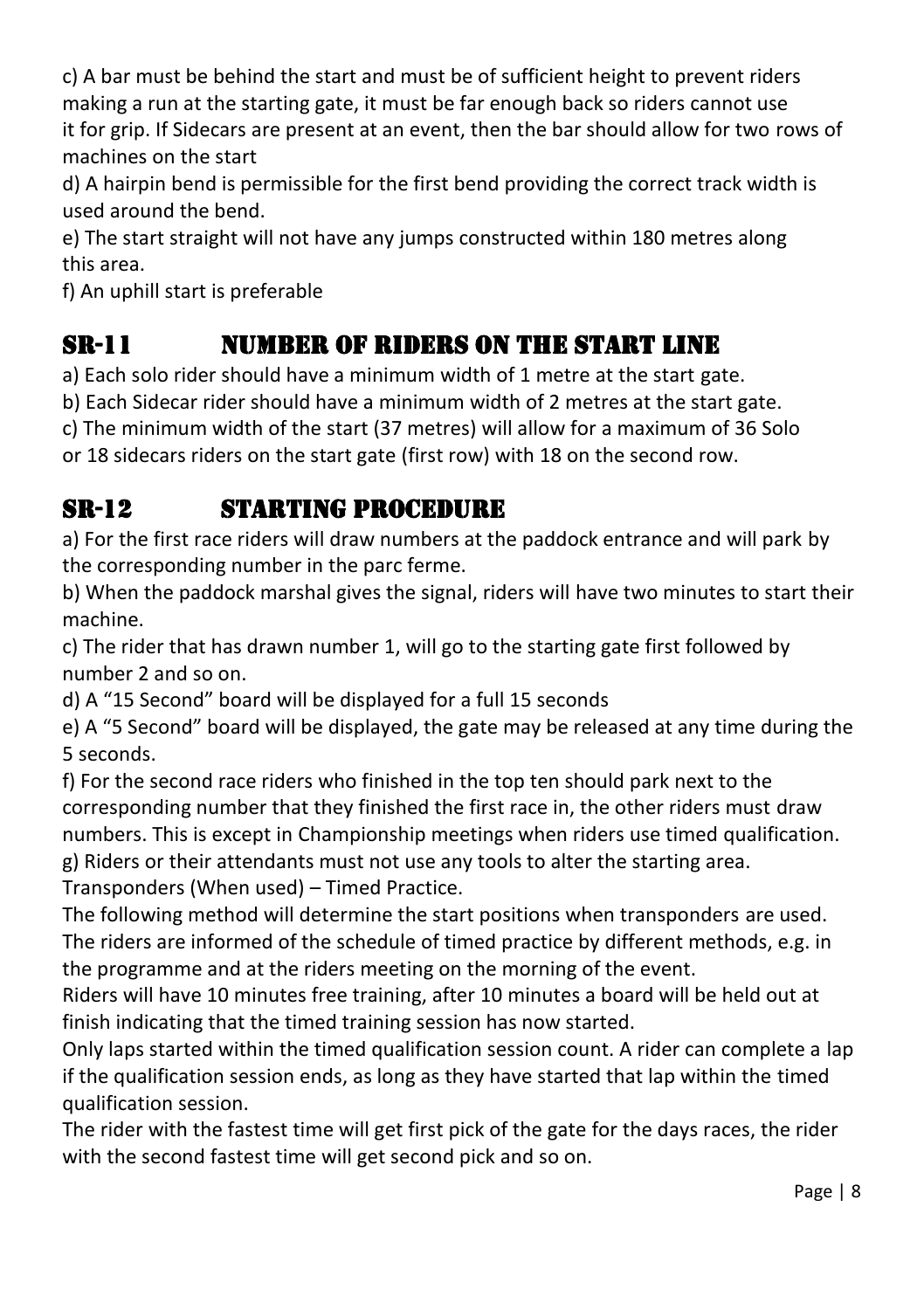c) A bar must be behind the start and must be of sufficient height to prevent riders making a run at the starting gate, it must be far enough back so riders cannot use it for grip. If Sidecars are present at an event, then the bar should allow for two rows of machines on the start

d) A hairpin bend is permissible for the first bend providing the correct track width is used around the bend.

e) The start straight will not have any jumps constructed within 180 metres along this area.

f) An uphill start is preferable

## SR-11 NUMBER OF RIDERS ON THE START LINE

a) Each solo rider should have a minimum width of 1 metre at the start gate.

b) Each Sidecar rider should have a minimum width of 2 metres at the start gate.

c) The minimum width of the start (37 metres) will allow for a maximum of 36 Solo or 18 sidecars riders on the start gate (first row) with 18 on the second row.

## SR-12 STARTING PROCEDURE

a) For the first race riders will draw numbers at the paddock entrance and will park by the corresponding number in the parc ferme.

b) When the paddock marshal gives the signal, riders will have two minutes to start their machine.

c) The rider that has drawn number 1, will go to the starting gate first followed by number 2 and so on.

d) A “15 Second” board will be displayed for a full 15 seconds

e) A “5 Second” board will be displayed, the gate may be released at any time during the 5 seconds.

f) For the second race riders who finished in the top ten should park next to the corresponding number that they finished the first race in, the other riders must draw numbers. This is except in Championship meetings when riders use timed qualification.

g) Riders or their attendants must not use any tools to alter the starting area.

Transponders (When used) – Timed Practice.

The following method will determine the start positions when transponders are used. The riders are informed of the schedule of timed practice by different methods, e.g. in the programme and at the riders meeting on the morning of the event.

Riders will have 10 minutes free training, after 10 minutes a board will be held out at finish indicating that the timed training session has now started.

Only laps started within the timed qualification session count. A rider can complete a lap if the qualification session ends, as long as they have started that lap within the timed qualification session.

The rider with the fastest time will get first pick of the gate for the days races, the rider with the second fastest time will get second pick and so on.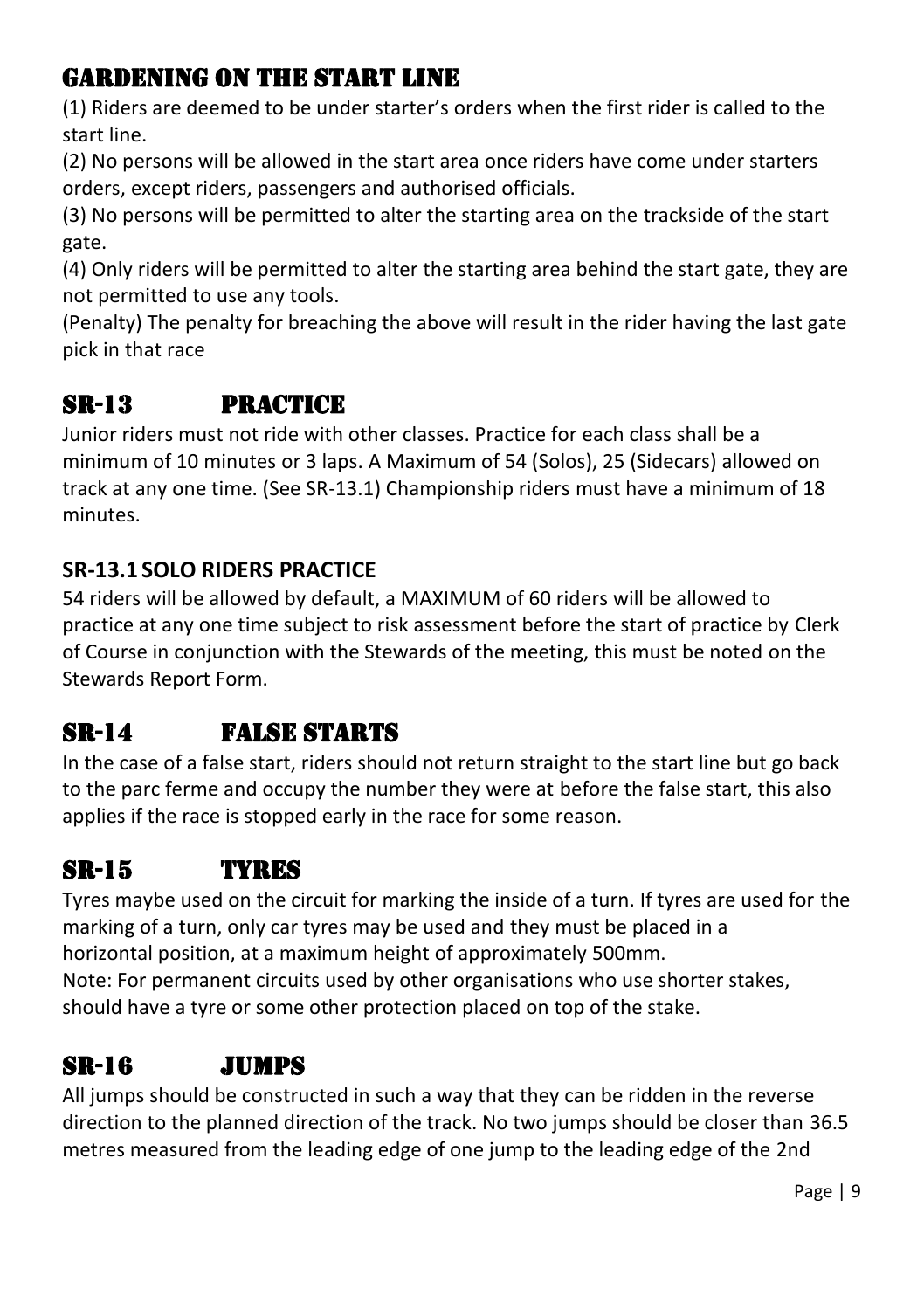## GARDENING ON THE START LINE

(1) Riders are deemed to be under starter's orders when the first rider is called to the start line.

(2) No persons will be allowed in the start area once riders have come under starters orders, except riders, passengers and authorised officials.

(3) No persons will be permitted to alter the starting area on the trackside of the start gate.

(4) Only riders will be permitted to alter the starting area behind the start gate, they are not permitted to use any tools.

(Penalty) The penalty for breaching the above will result in the rider having the last gate pick in that race

## SR-13 PRACTICE

Junior riders must not ride with other classes. Practice for each class shall be a minimum of 10 minutes or 3 laps. A Maximum of 54 (Solos), 25 (Sidecars) allowed on track at any one time. (See SR-13.1) Championship riders must have a minimum of 18 minutes.

### SR-13.1 SOLO RIDERS PRACTICE

54 riders will be allowed by default, a MAXIMUM of 60 riders will be allowed to practice at any one time subject to risk assessment before the start of practice by Clerk of Course in conjunction with the Stewards of the meeting, this must be noted on the Stewards Report Form.

## SR-14 FALSE STARTS

In the case of a false start, riders should not return straight to the start line but go back to the parc ferme and occupy the number they were at before the false start, this also applies if the race is stopped early in the race for some reason.

## SR-15 TYRES

Tyres maybe used on the circuit for marking the inside of a turn. If tyres are used for the marking of a turn, only car tyres may be used and they must be placed in a horizontal position, at a maximum height of approximately 500mm.

Note: For permanent circuits used by other organisations who use shorter stakes, should have a tyre or some other protection placed on top of the stake.

## SR-16 JUMPS

All jumps should be constructed in such a way that they can be ridden in the reverse direction to the planned direction of the track. No two jumps should be closer than 36.5 metres measured from the leading edge of one jump to the leading edge of the 2nd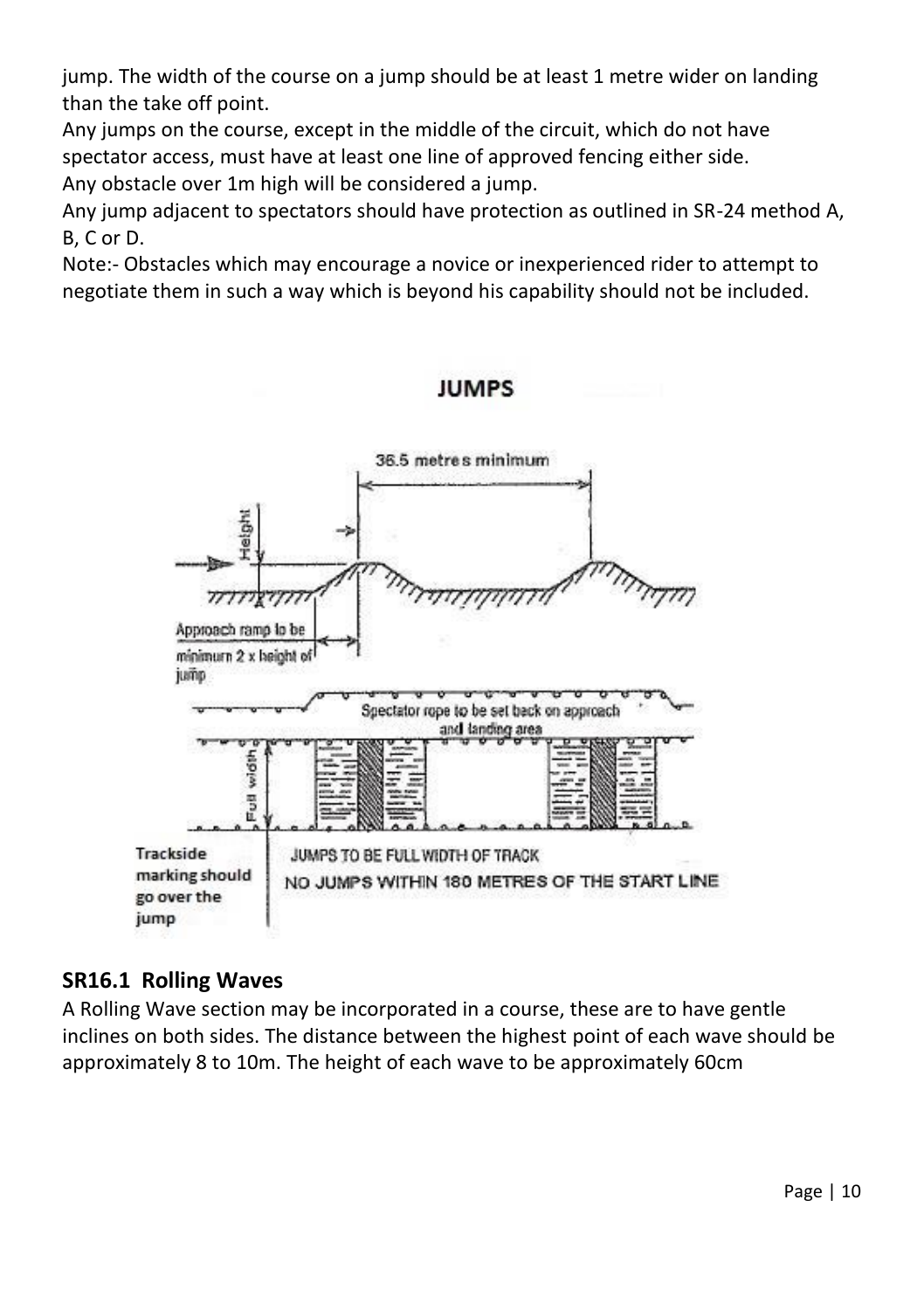jump. The width of the course on a jump should be at least 1 metre wider on landing than the take off point.

Any jumps on the course, except in the middle of the circuit, which do not have spectator access, must have at least one line of approved fencing either side.

Any obstacle over 1m high will be considered a jump.

Any jump adjacent to spectators should have protection as outlined in SR-24 method A, B, C or D.

Note:- Obstacles which may encourage a novice or inexperienced rider to attempt to negotiate them in such a way which is beyond his capability should not be included.

**JUMPS**

36.5 metres minimum

Height

Approach ramp to be minimum 2 x height of jump

Spectator rope to be set back on approach and landing area

Full width

Trackside marking should go over the jump

JUMPS TO BE FULL WIDTH OF TRACK

NO JUMPS WITHIN 180 METRES OF THE START LINE

## SR16.1 Rolling Waves

A Rolling Wave section may be incorporated in a course, these are to have gentle inclines on both sides. The distance between the highest point of each wave should be approximately 8 to 10m. The height of each wave to be approximately 60cm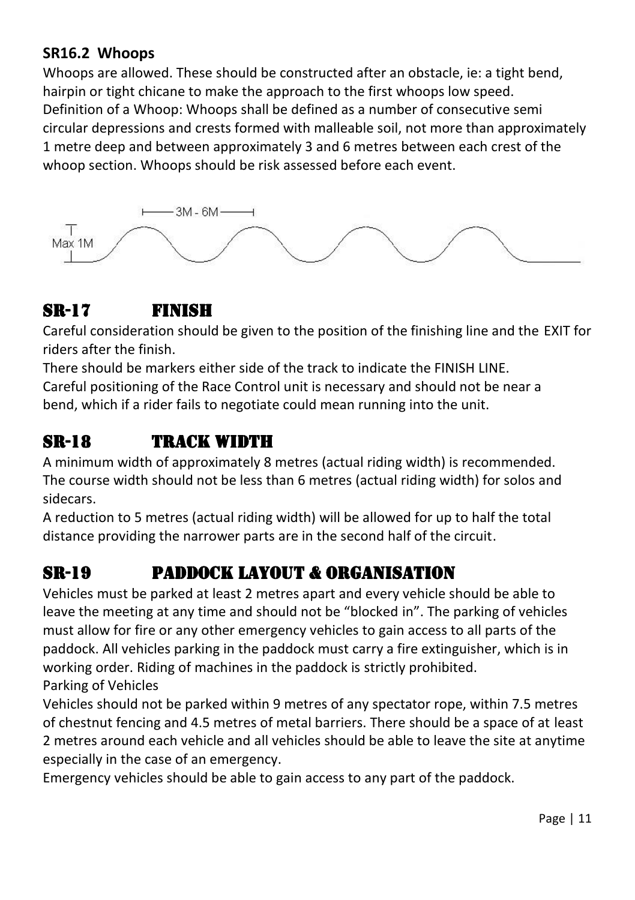### SR16.2 Whoops

Whoops are allowed. These should be constructed after an obstacle, ie: a tight bend, hairpin or tight chicane to make the approach to the first whoops low speed.
Definition of a Whoop: Whoops shall be defined as a number of consecutive semi circular depressions and crests formed with malleable soil, not more than approximately 1 metre deep and between approximately 3 and 6 metres between each crest of the whoop section. Whoops should be risk assessed before each event.

3M - 6M

Max 1M

## SR-17 FINISH

Careful consideration should be given to the position of the finishing line and the EXIT for riders after the finish.
There should be markers either side of the track to indicate the FINISH LINE.
Careful positioning of the Race Control unit is necessary and should not be near a bend, which if a rider fails to negotiate could mean running into the unit.

## SR-18 TRACK WIDTH

A minimum width of approximately 8 metres (actual riding width) is recommended.
The course width should not be less than 6 metres (actual riding width) for solos and sidecars.
A reduction to 5 metres (actual riding width) will be allowed for up to half the total distance providing the narrower parts are in the second half of the circuit.

## SR-19 PADDOCK LAYOUT & ORGANISATION

Vehicles must be parked at least 2 metres apart and every vehicle should be able to leave the meeting at any time and should not be "blocked in". The parking of vehicles must allow for fire or any other emergency vehicles to gain access to all parts of the paddock. All vehicles parking in the paddock must carry a fire extinguisher, which is in working order. Riding of machines in the paddock is strictly prohibited.
Parking of Vehicles
Vehicles should not be parked within 9 metres of any spectator rope, within 7.5 metres of chestnut fencing and 4.5 metres of metal barriers. There should be a space of at least 2 metres around each vehicle and all vehicles should be able to leave the site at anytime especially in the case of an emergency.
Emergency vehicles should be able to gain access to any part of the paddock.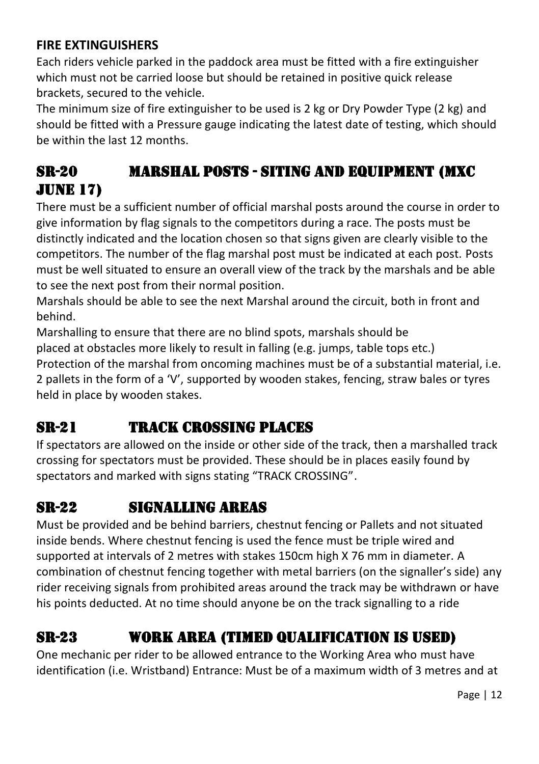**FIRE EXTINGUISHERS**

Each riders vehicle parked in the paddock area must be fitted with a fire extinguisher which must not be carried loose but should be retained in positive quick release brackets, secured to the vehicle.

The minimum size of fire extinguisher to be used is 2 kg or Dry Powder Type (2 kg) and should be fitted with a Pressure gauge indicating the latest date of testing, which should be within the last 12 months.

## SR-20 MARSHAL POSTS - SITING AND EQUIPMENT (MXC JUNE 17)

There must be a sufficient number of official marshal posts around the course in order to give information by flag signals to the competitors during a race. The posts must be distinctly indicated and the location chosen so that signs given are clearly visible to the competitors. The number of the flag marshal post must be indicated at each post. Posts must be well situated to ensure an overall view of the track by the marshals and be able to see the next post from their normal position.

Marshals should be able to see the next Marshal around the circuit, both in front and behind.

Marshalling to ensure that there are no blind spots, marshals should be placed at obstacles more likely to result in falling (e.g. jumps, table tops etc.)

Protection of the marshal from oncoming machines must be of a substantial material, i.e. 2 pallets in the form of a 'V', supported by wooden stakes, fencing, straw bales or tyres held in place by wooden stakes.

## SR-21 TRACK CROSSING PLACES

If spectators are allowed on the inside or other side of the track, then a marshalled track crossing for spectators must be provided. These should be in places easily found by spectators and marked with signs stating "TRACK CROSSING".

## SR-22 SIGNALLING AREAS

Must be provided and be behind barriers, chestnut fencing or Pallets and not situated inside bends. Where chestnut fencing is used the fence must be triple wired and supported at intervals of 2 metres with stakes 150cm high X 76 mm in diameter. A combination of chestnut fencing together with metal barriers (on the signaller's side) any rider receiving signals from prohibited areas around the track may be withdrawn or have his points deducted. At no time should anyone be on the track signalling to a ride

## SR-23 WORK AREA (TIMED QUALIFICATION IS USED)

One mechanic per rider to be allowed entrance to the Working Area who must have identification (i.e. Wristband) Entrance: Must be of a maximum width of 3 metres and at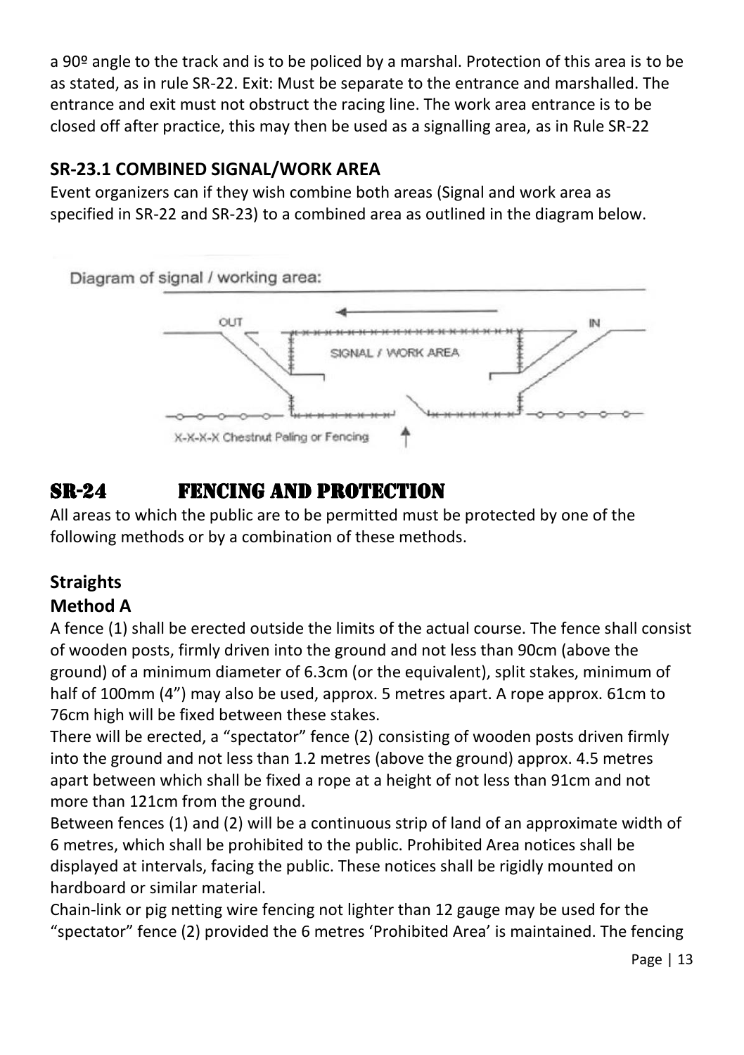a 90º angle to the track and is to be policed by a marshal. Protection of this area is to be as stated, as in rule SR-22. Exit: Must be separate to the entrance and marshalled. The entrance and exit must not obstruct the racing line. The work area entrance is to be closed off after practice, this may then be used as a signalling area, as in Rule SR-22

### SR-23.1 COMBINED SIGNAL/WORK AREA

Event organizers can if they wish combine both areas (Signal and work area as specified in SR-22 and SR-23) to a combined area as outlined in the diagram below.

Diagram of signal / working area:

OUT IN

SIGNAL / WORK AREA

X-X-X-X Chestnut Paling or Fencing

## SR-24 FENCING AND PROTECTION

All areas to which the public are to be permitted must be protected by one of the following methods or by a combination of these methods.

### Straights

### Method A

A fence (1) shall be erected outside the limits of the actual course. The fence shall consist of wooden posts, firmly driven into the ground and not less than 90cm (above the ground) of a minimum diameter of 6.3cm (or the equivalent), split stakes, minimum of half of 100mm (4”) may also be used, approx. 5 metres apart. A rope approx. 61cm to 76cm high will be fixed between these stakes.

There will be erected, a “spectator” fence (2) consisting of wooden posts driven firmly into the ground and not less than 1.2 metres (above the ground) approx. 4.5 metres apart between which shall be fixed a rope at a height of not less than 91cm and not more than 121cm from the ground.

Between fences (1) and (2) will be a continuous strip of land of an approximate width of 6 metres, which shall be prohibited to the public. Prohibited Area notices shall be displayed at intervals, facing the public. These notices shall be rigidly mounted on hardboard or similar material.

Chain-link or pig netting wire fencing not lighter than 12 gauge may be used for the “spectator” fence (2) provided the 6 metres ‘Prohibited Area’ is maintained. The fencing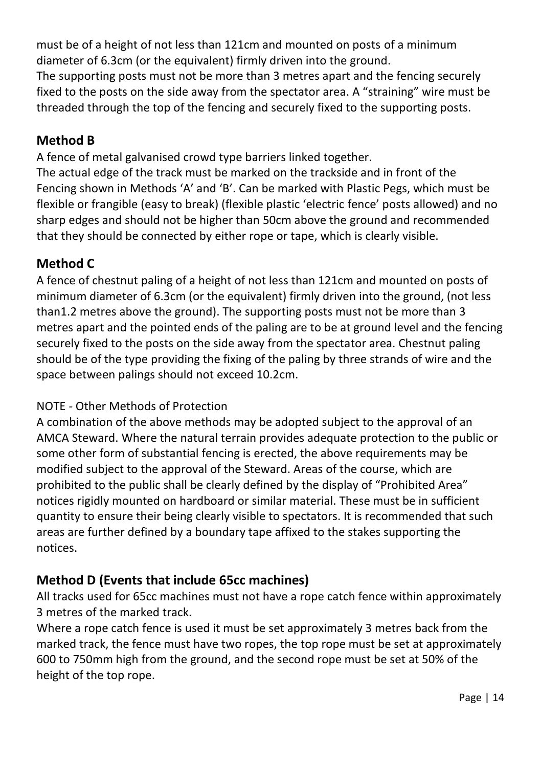must be of a height of not less than 121cm and mounted on posts of a minimum diameter of 6.3cm (or the equivalent) firmly driven into the ground.
The supporting posts must not be more than 3 metres apart and the fencing securely fixed to the posts on the side away from the spectator area. A "straining" wire must be threaded through the top of the fencing and securely fixed to the supporting posts.

## Method B

A fence of metal galvanised crowd type barriers linked together.
The actual edge of the track must be marked on the trackside and in front of the Fencing shown in Methods 'A' and 'B'. Can be marked with Plastic Pegs, which must be flexible or frangible (easy to break) (flexible plastic 'electric fence' posts allowed) and no sharp edges and should not be higher than 50cm above the ground and recommended that they should be connected by either rope or tape, which is clearly visible.

## Method C

A fence of chestnut paling of a height of not less than 121cm and mounted on posts of minimum diameter of 6.3cm (or the equivalent) firmly driven into the ground, (not less than1.2 metres above the ground). The supporting posts must not be more than 3 metres apart and the pointed ends of the paling are to be at ground level and the fencing securely fixed to the posts on the side away from the spectator area. Chestnut paling should be of the type providing the fixing of the paling by three strands of wire and the space between palings should not exceed 10.2cm.

NOTE - Other Methods of Protection
A combination of the above methods may be adopted subject to the approval of an AMCA Steward. Where the natural terrain provides adequate protection to the public or some other form of substantial fencing is erected, the above requirements may be modified subject to the approval of the Steward. Areas of the course, which are prohibited to the public shall be clearly defined by the display of "Prohibited Area" notices rigidly mounted on hardboard or similar material. These must be in sufficient quantity to ensure their being clearly visible to spectators. It is recommended that such areas are further defined by a boundary tape affixed to the stakes supporting the notices.

## Method D (Events that include 65cc machines)

All tracks used for 65cc machines must not have a rope catch fence within approximately 3 metres of the marked track.
Where a rope catch fence is used it must be set approximately 3 metres back from the marked track, the fence must have two ropes, the top rope must be set at approximately 600 to 750mm high from the ground, and the second rope must be set at 50% of the height of the top rope.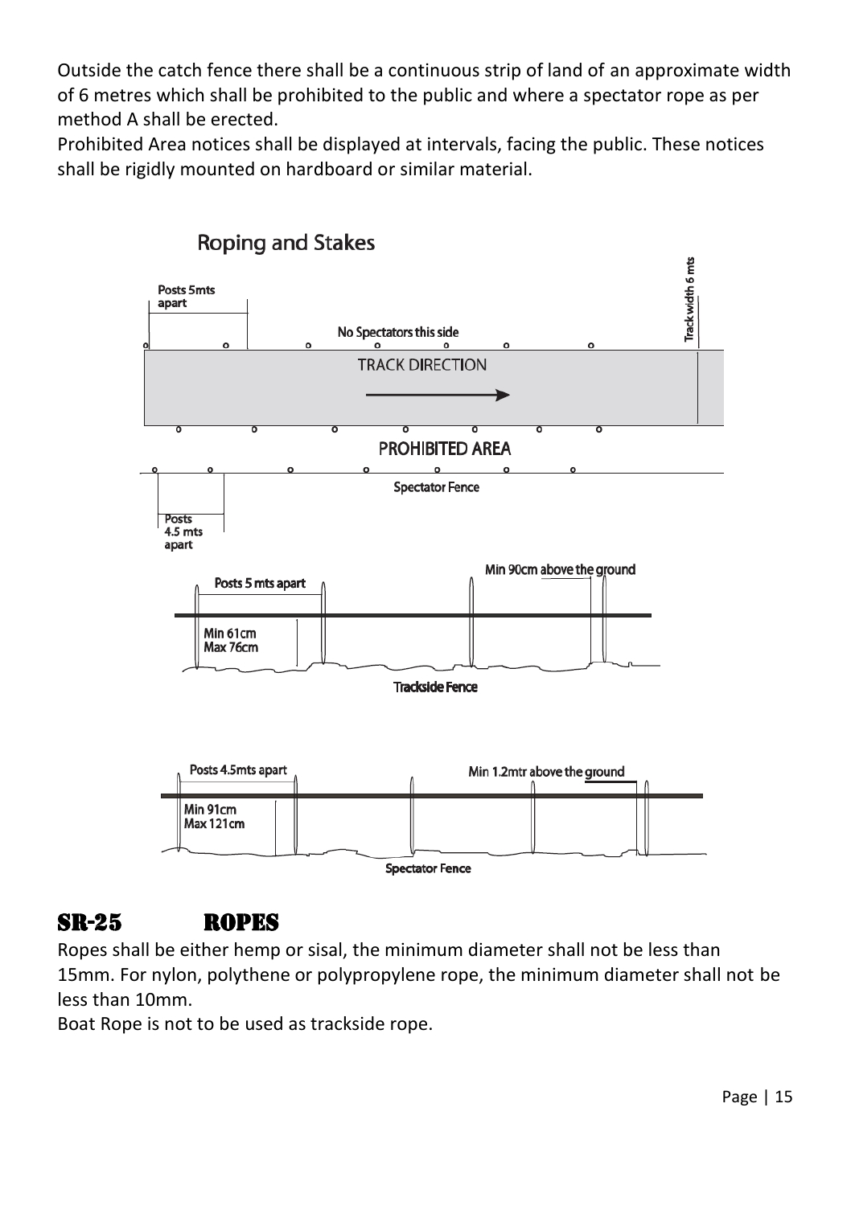Outside the catch fence there shall be a continuous strip of land of an approximate width of 6 metres which shall be prohibited to the public and where a spectator rope as per method A shall be erected.

Prohibited Area notices shall be displayed at intervals, facing the public. These notices shall be rigidly mounted on hardboard or similar material.

**Roping and Stakes**

Posts 5mts apart

No Spectators this side

Track width 6 mts

TRACK DIRECTION

PROHIBITED AREA

Spectator Fence

Posts 4.5 mts apart

Posts 5 mts apart

Min 90cm above the ground

Min 61cm
Max 76cm

Trackside Fence

Posts 4.5mts apart

Min 1.2mtr above the ground

Min 91cm
Max 121cm

Spectator Fence

## SR-25 ROPES

Ropes shall be either hemp or sisal, the minimum diameter shall not be less than 15mm. For nylon, polythene or polypropylene rope, the minimum diameter shall not be less than 10mm.

Boat Rope is not to be used as trackside rope.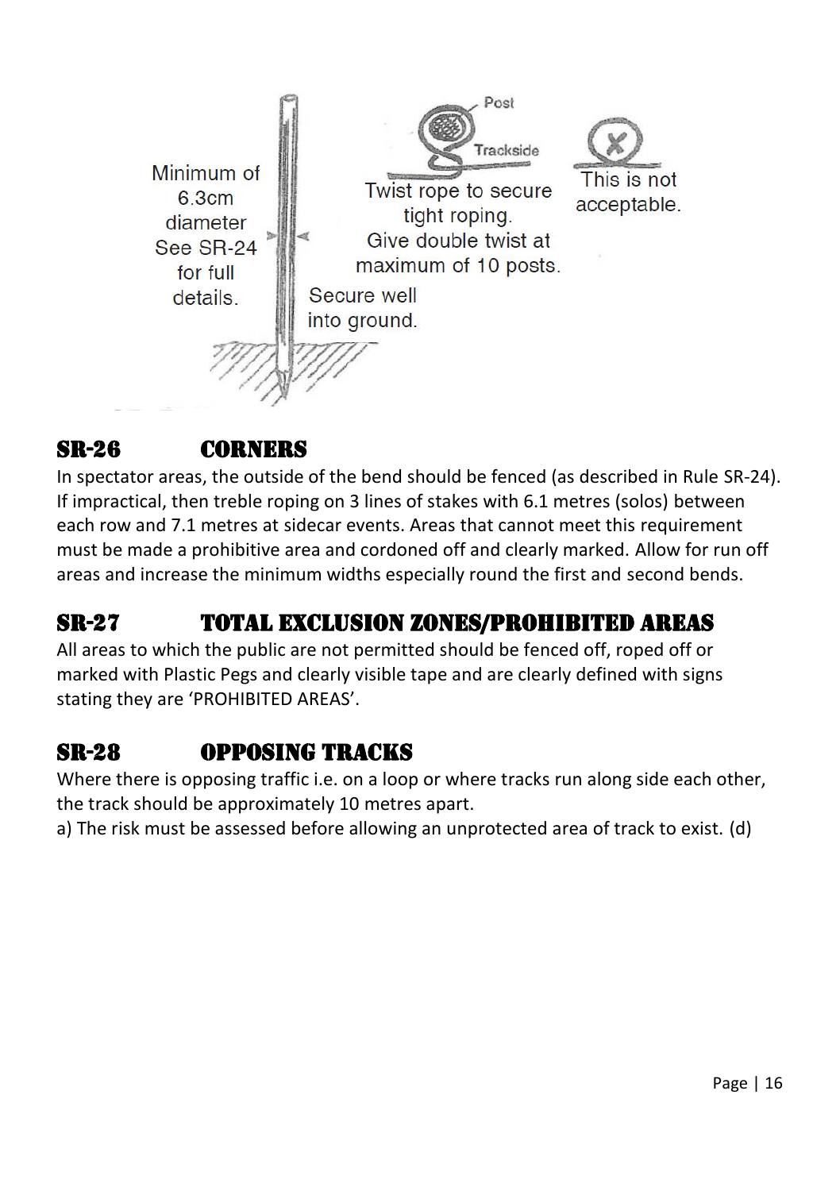Minimum of 6.3cm diameter See SR-24 for full details.

Secure well into ground.

Post

Trackside

Twist rope to secure tight roping. Give double twist at maximum of 10 posts.

This is not acceptable.

## SR-26 CORNERS

In spectator areas, the outside of the bend should be fenced (as described in Rule SR-24). If impractical, then treble roping on 3 lines of stakes with 6.1 metres (solos) between each row and 7.1 metres at sidecar events. Areas that cannot meet this requirement must be made a prohibitive area and cordoned off and clearly marked. Allow for run off areas and increase the minimum widths especially round the first and second bends.

## SR-27 TOTAL EXCLUSION ZONES/PROHIBITED AREAS

All areas to which the public are not permitted should be fenced off, roped off or marked with Plastic Pegs and clearly visible tape and are clearly defined with signs stating they are 'PROHIBITED AREAS'.

## SR-28 OPPOSING TRACKS

Where there is opposing traffic i.e. on a loop or where tracks run along side each other, the track should be approximately 10 metres apart.

a) The risk must be assessed before allowing an unprotected area of track to exist. (d)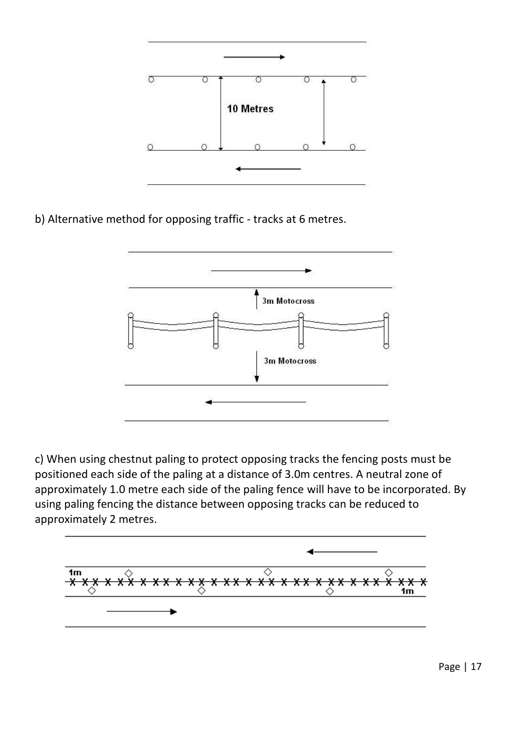b) Alternative method for opposing traffic - tracks at 6 metres.

c) When using chestnut paling to protect opposing tracks the fencing posts must be positioned each side of the paling at a distance of 3.0m centres. A neutral zone of approximately 1.0 metre each side of the paling fence will have to be incorporated. By using paling fencing the distance between opposing tracks can be reduced to approximately 2 metres.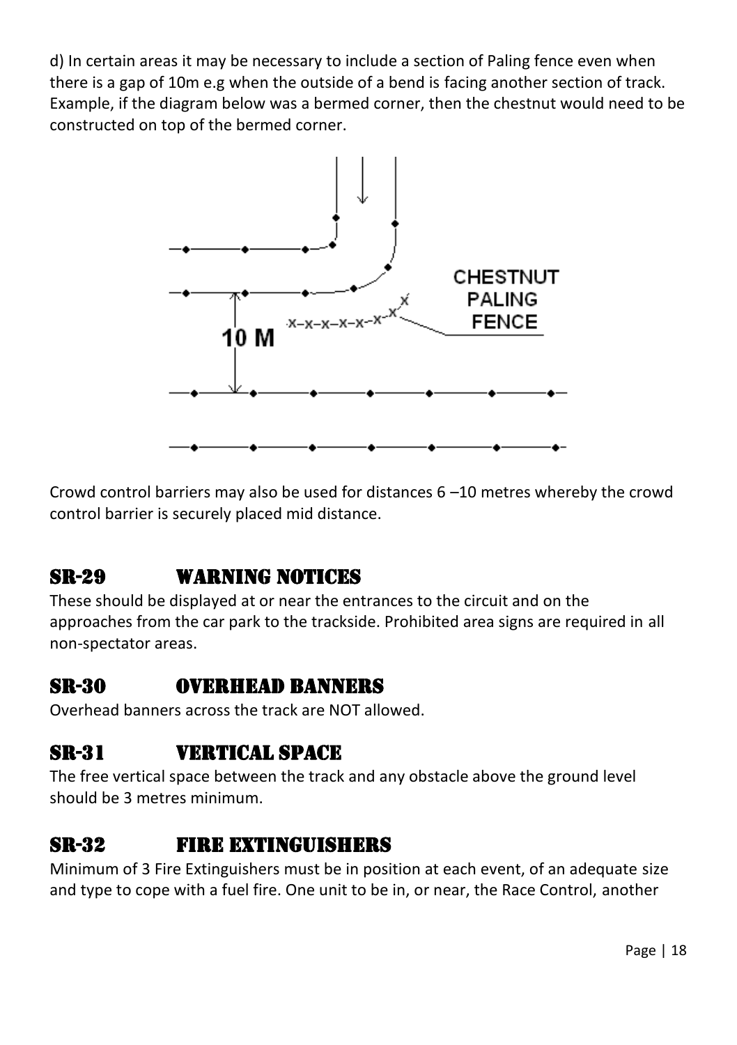d) In certain areas it may be necessary to include a section of Paling fence even when there is a gap of 10m e.g when the outside of a bend is facing another section of track. Example, if the diagram below was a bermed corner, then the chestnut would need to be constructed on top of the bermed corner.

CHESTNUT PALING FENCE

10 M

Crowd control barriers may also be used for distances 6 –10 metres whereby the crowd control barrier is securely placed mid distance.

## SR-29 WARNING NOTICES

These should be displayed at or near the entrances to the circuit and on the approaches from the car park to the trackside. Prohibited area signs are required in all non-spectator areas.

## SR-30 OVERHEAD BANNERS

Overhead banners across the track are NOT allowed.

## SR-31 VERTICAL SPACE

The free vertical space between the track and any obstacle above the ground level should be 3 metres minimum.

## SR-32 FIRE EXTINGUISHERS

Minimum of 3 Fire Extinguishers must be in position at each event, of an adequate size and type to cope with a fuel fire. One unit to be in, or near, the Race Control, another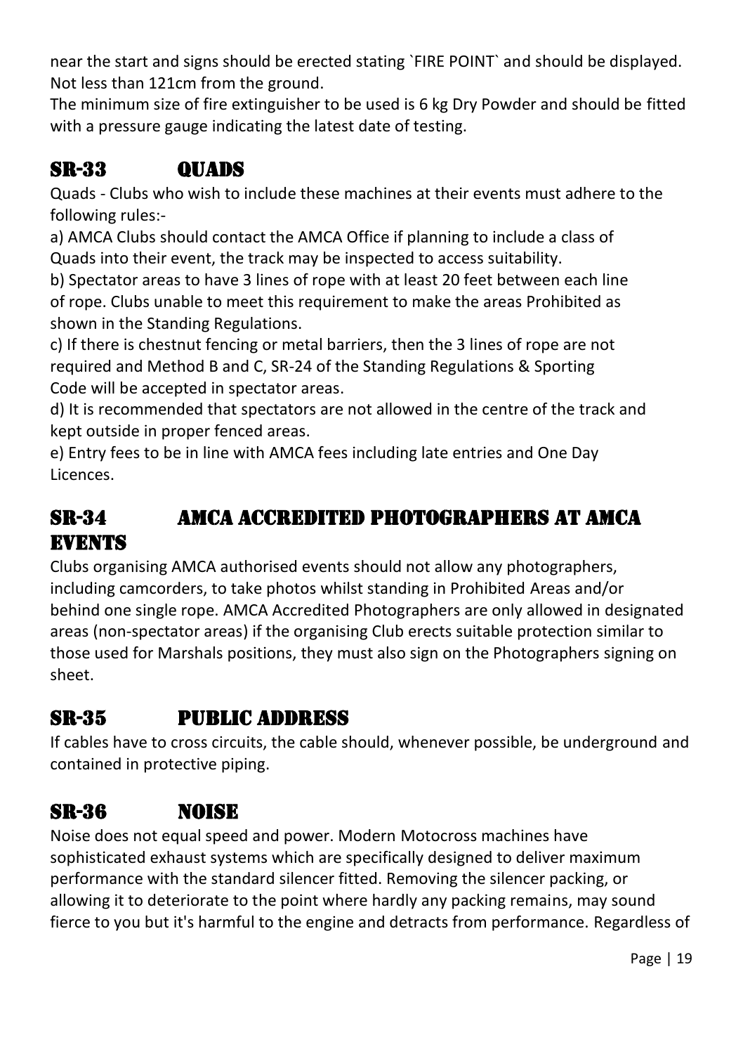near the start and signs should be erected stating `FIRE POINT` and should be displayed. Not less than 121cm from the ground.

The minimum size of fire extinguisher to be used is 6 kg Dry Powder and should be fitted with a pressure gauge indicating the latest date of testing.

## SR-33 QUADS

Quads - Clubs who wish to include these machines at their events must adhere to the following rules:-

a) AMCA Clubs should contact the AMCA Office if planning to include a class of Quads into their event, the track may be inspected to access suitability.

b) Spectator areas to have 3 lines of rope with at least 20 feet between each line of rope. Clubs unable to meet this requirement to make the areas Prohibited as shown in the Standing Regulations.

c) If there is chestnut fencing or metal barriers, then the 3 lines of rope are not required and Method B and C, SR-24 of the Standing Regulations & Sporting Code will be accepted in spectator areas.

d) It is recommended that spectators are not allowed in the centre of the track and kept outside in proper fenced areas.

e) Entry fees to be in line with AMCA fees including late entries and One Day Licences.

## SR-34 AMCA ACCREDITED PHOTOGRAPHERS AT AMCA EVENTS

Clubs organising AMCA authorised events should not allow any photographers, including camcorders, to take photos whilst standing in Prohibited Areas and/or behind one single rope. AMCA Accredited Photographers are only allowed in designated areas (non-spectator areas) if the organising Club erects suitable protection similar to those used for Marshals positions, they must also sign on the Photographers signing on sheet.

## SR-35 PUBLIC ADDRESS

If cables have to cross circuits, the cable should, whenever possible, be underground and contained in protective piping.

## SR-36 NOISE

Noise does not equal speed and power. Modern Motocross machines have sophisticated exhaust systems which are specifically designed to deliver maximum performance with the standard silencer fitted. Removing the silencer packing, or allowing it to deteriorate to the point where hardly any packing remains, may sound fierce to you but it's harmful to the engine and detracts from performance. Regardless of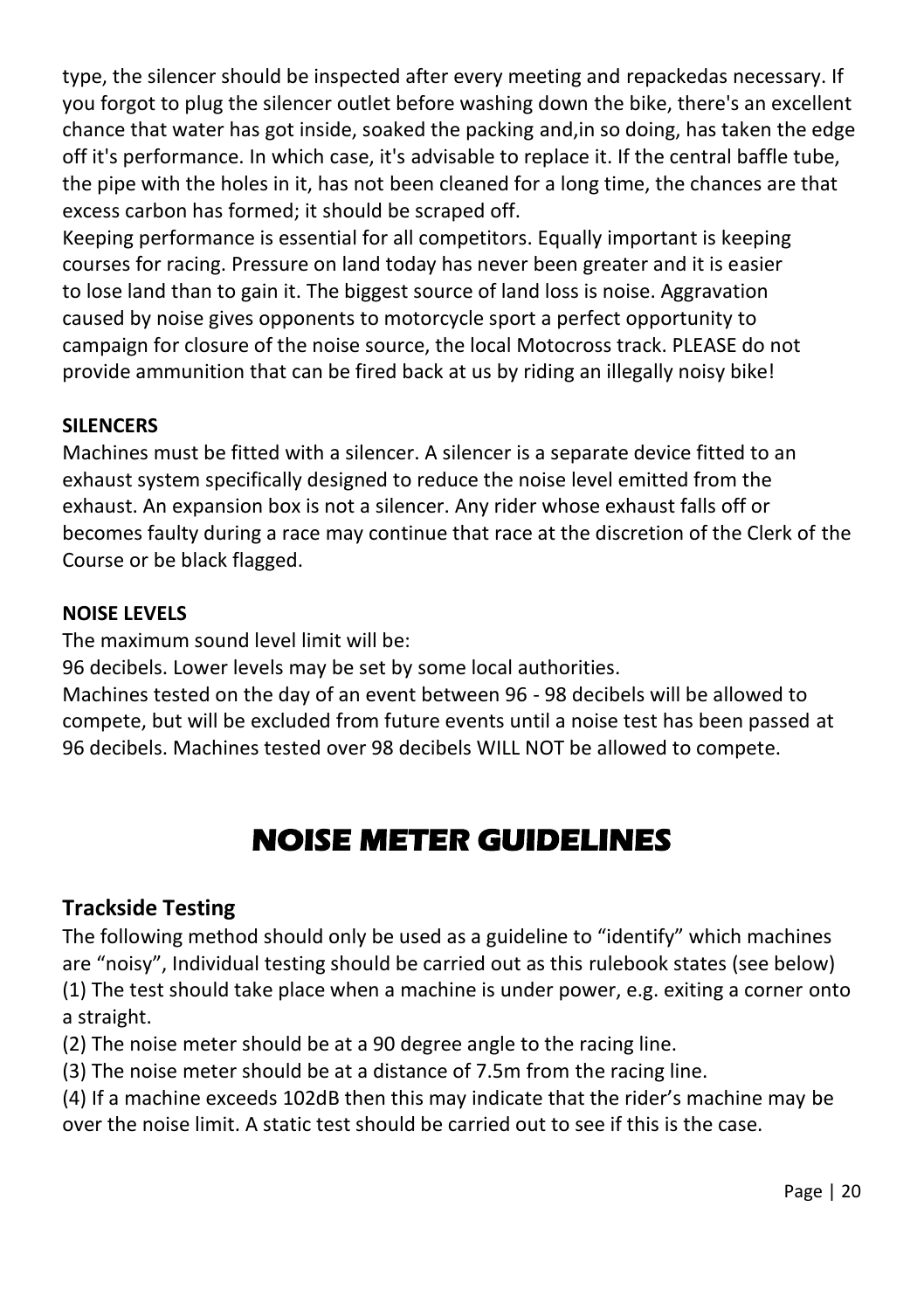type, the silencer should be inspected after every meeting and repackedas necessary. If you forgot to plug the silencer outlet before washing down the bike, there's an excellent chance that water has got inside, soaked the packing and,in so doing, has taken the edge off it's performance. In which case, it's advisable to replace it. If the central baffle tube, the pipe with the holes in it, has not been cleaned for a long time, the chances are that excess carbon has formed; it should be scraped off.

Keeping performance is essential for all competitors. Equally important is keeping courses for racing. Pressure on land today has never been greater and it is easier to lose land than to gain it. The biggest source of land loss is noise. Aggravation caused by noise gives opponents to motorcycle sport a perfect opportunity to campaign for closure of the noise source, the local Motocross track. PLEASE do not provide ammunition that can be fired back at us by riding an illegally noisy bike!

**SILENCERS**

Machines must be fitted with a silencer. A silencer is a separate device fitted to an exhaust system specifically designed to reduce the noise level emitted from the exhaust. An expansion box is not a silencer. Any rider whose exhaust falls off or becomes faulty during a race may continue that race at the discretion of the Clerk of the Course or be black flagged.

**NOISE LEVELS**

The maximum sound level limit will be:

96 decibels. Lower levels may be set by some local authorities.

Machines tested on the day of an event between 96 - 98 decibels will be allowed to compete, but will be excluded from future events until a noise test has been passed at 96 decibels. Machines tested over 98 decibels WILL NOT be allowed to compete.

# NOISE METER GUIDELINES

## Trackside Testing

The following method should only be used as a guideline to “identify” which machines are “noisy”, Individual testing should be carried out as this rulebook states (see below)

(1) The test should take place when a machine is under power, e.g. exiting a corner onto a straight.

(2) The noise meter should be at a 90 degree angle to the racing line.

(3) The noise meter should be at a distance of 7.5m from the racing line.

(4) If a machine exceeds 102dB then this may indicate that the rider’s machine may be over the noise limit. A static test should be carried out to see if this is the case.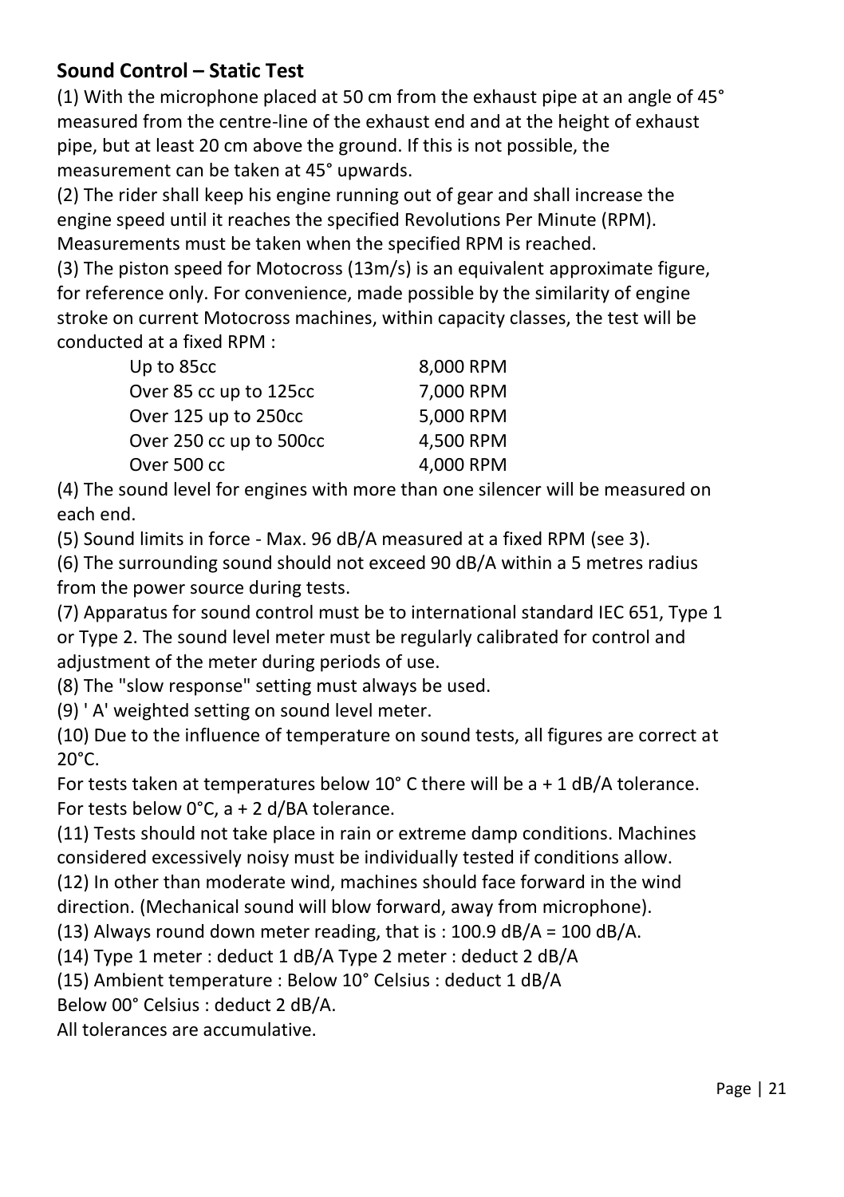## Sound Control – Static Test

(1) With the microphone placed at 50 cm from the exhaust pipe at an angle of 45° measured from the centre-line of the exhaust end and at the height of exhaust pipe, but at least 20 cm above the ground. If this is not possible, the measurement can be taken at 45° upwards.

(2) The rider shall keep his engine running out of gear and shall increase the engine speed until it reaches the specified Revolutions Per Minute (RPM). Measurements must be taken when the specified RPM is reached.

(3) The piston speed for Motocross (13m/s) is an equivalent approximate figure, for reference only. For convenience, made possible by the similarity of engine stroke on current Motocross machines, within capacity classes, the test will be conducted at a fixed RPM :

| | |
|---|---|
| Up to 85cc | 8,000 RPM |
| Over 85 cc up to 125cc | 7,000 RPM |
| Over 125 up to 250cc | 5,000 RPM |
| Over 250 cc up to 500cc | 4,500 RPM |
| Over 500 cc | 4,000 RPM |

(4) The sound level for engines with more than one silencer will be measured on each end.

(5) Sound limits in force - Max. 96 dB/A measured at a fixed RPM (see 3).

(6) The surrounding sound should not exceed 90 dB/A within a 5 metres radius from the power source during tests.

(7) Apparatus for sound control must be to international standard IEC 651, Type 1 or Type 2. The sound level meter must be regularly calibrated for control and adjustment of the meter during periods of use.

(8) The "slow response" setting must always be used.

(9) ' A' weighted setting on sound level meter.

(10) Due to the influence of temperature on sound tests, all figures are correct at 20°C.

For tests taken at temperatures below 10° C there will be a + 1 dB/A tolerance.

For tests below 0°C, a + 2 d/BA tolerance.

(11) Tests should not take place in rain or extreme damp conditions. Machines considered excessively noisy must be individually tested if conditions allow.

(12) In other than moderate wind, machines should face forward in the wind direction. (Mechanical sound will blow forward, away from microphone).

(13) Always round down meter reading, that is : 100.9 dB/A = 100 dB/A.

(14) Type 1 meter : deduct 1 dB/A Type 2 meter : deduct 2 dB/A

(15) Ambient temperature : Below 10° Celsius : deduct 1 dB/A

Below 00° Celsius : deduct 2 dB/A.

All tolerances are accumulative.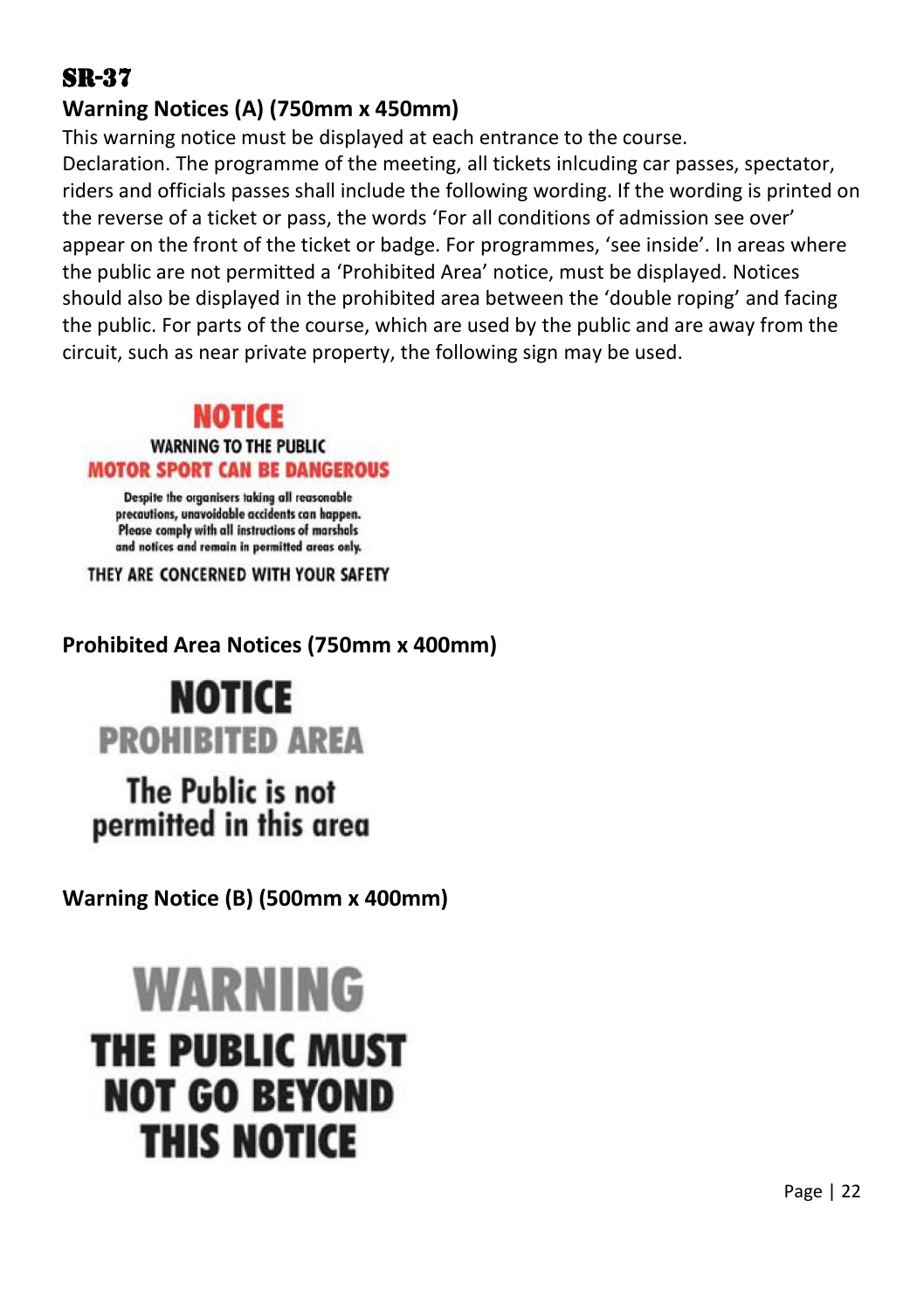# SR-37

## Warning Notices (A) (750mm x 450mm)

This warning notice must be displayed at each entrance to the course.

Declaration. The programme of the meeting, all tickets inlcuding car passes, spectator, riders and officials passes shall include the following wording. If the wording is printed on the reverse of a ticket or pass, the words 'For all conditions of admission see over' appear on the front of the ticket or badge. For programmes, 'see inside'. In areas where the public are not permitted a 'Prohibited Area' notice, must be displayed. Notices should also be displayed in the prohibited area between the 'double roping' and facing the public. For parts of the course, which are used by the public and are away from the circuit, such as near private property, the following sign may be used.

**NOTICE**

**WARNING TO THE PUBLIC**

**MOTOR SPORT CAN BE DANGEROUS**

Despite the organisers taking all reasonable precautions, unavoidable accidents can happen. Please comply with all instructions of marshals and notices and remain in permitted areas only.

**THEY ARE CONCERNED WITH YOUR SAFETY**

## Prohibited Area Notices (750mm x 400mm)

**NOTICE**

**PROHIBITED AREA**

**The Public is not permitted in this area**

## Warning Notice (B) (500mm x 400mm)

**WARNING**

**THE PUBLIC MUST NOT GO BEYOND THIS NOTICE**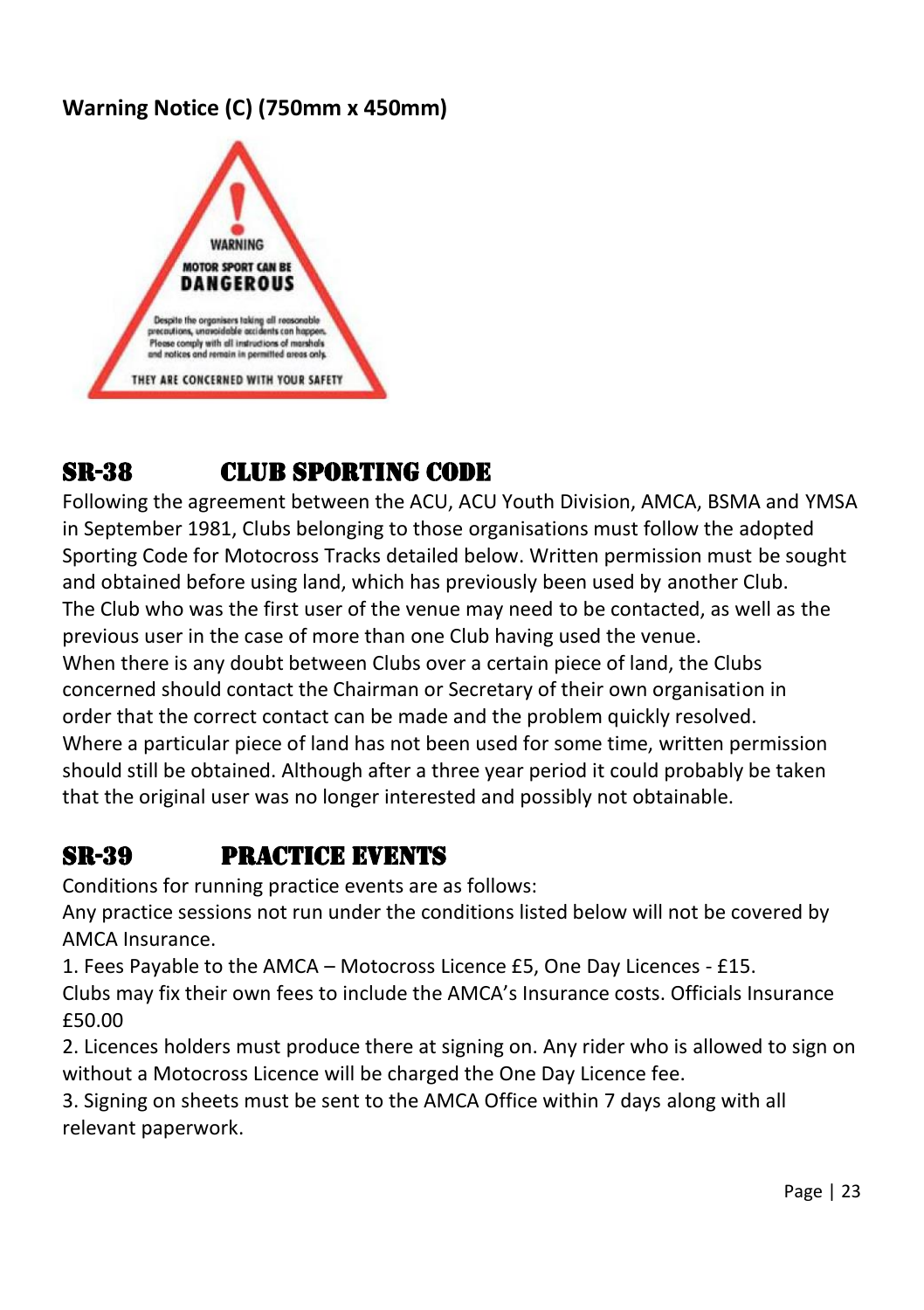**Warning Notice (C) (750mm x 450mm)**

## SR-38 CLUB SPORTING CODE

Following the agreement between the ACU, ACU Youth Division, AMCA, BSMA and YMSA in September 1981, Clubs belonging to those organisations must follow the adopted Sporting Code for Motocross Tracks detailed below. Written permission must be sought and obtained before using land, which has previously been used by another Club.
The Club who was the first user of the venue may need to be contacted, as well as the previous user in the case of more than one Club having used the venue.
When there is any doubt between Clubs over a certain piece of land, the Clubs concerned should contact the Chairman or Secretary of their own organisation in order that the correct contact can be made and the problem quickly resolved.
Where a particular piece of land has not been used for some time, written permission should still be obtained. Although after a three year period it could probably be taken that the original user was no longer interested and possibly not obtainable.

## SR-39 PRACTICE EVENTS

Conditions for running practice events are as follows:
Any practice sessions not run under the conditions listed below will not be covered by AMCA Insurance.

1. Fees Payable to the AMCA – Motocross Licence £5, One Day Licences - £15.
Clubs may fix their own fees to include the AMCA's Insurance costs. Officials Insurance £50.00
2. Licences holders must produce there at signing on. Any rider who is allowed to sign on without a Motocross Licence will be charged the One Day Licence fee.
3. Signing on sheets must be sent to the AMCA Office within 7 days along with all relevant paperwork.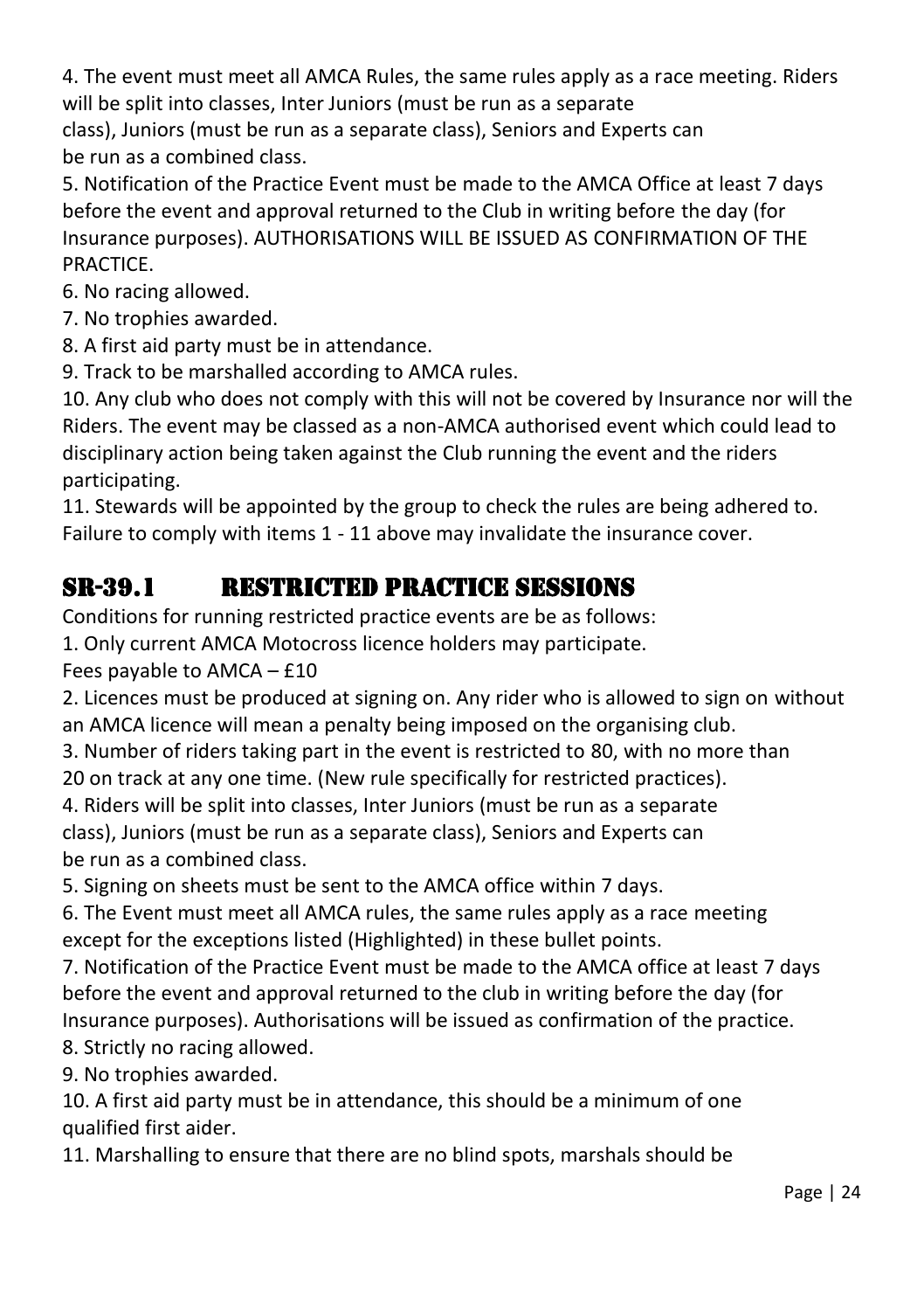4. The event must meet all AMCA Rules, the same rules apply as a race meeting. Riders will be split into classes, Inter Juniors (must be run as a separate class), Juniors (must be run as a separate class), Seniors and Experts can be run as a combined class.

5. Notification of the Practice Event must be made to the AMCA Office at least 7 days before the event and approval returned to the Club in writing before the day (for Insurance purposes). AUTHORISATIONS WILL BE ISSUED AS CONFIRMATION OF THE PRACTICE.

6. No racing allowed.

7. No trophies awarded.

8. A first aid party must be in attendance.

9. Track to be marshalled according to AMCA rules.

10. Any club who does not comply with this will not be covered by Insurance nor will the Riders. The event may be classed as a non-AMCA authorised event which could lead to disciplinary action being taken against the Club running the event and the riders participating.

11. Stewards will be appointed by the group to check the rules are being adhered to. Failure to comply with items 1 - 11 above may invalidate the insurance cover.

## SR-39.1 RESTRICTED PRACTICE SESSIONS

Conditions for running restricted practice events are be as follows:

1. Only current AMCA Motocross licence holders may participate.
Fees payable to AMCA – £10

2. Licences must be produced at signing on. Any rider who is allowed to sign on without an AMCA licence will mean a penalty being imposed on the organising club.

3. Number of riders taking part in the event is restricted to 80, with no more than 20 on track at any one time. (New rule specifically for restricted practices).

4. Riders will be split into classes, Inter Juniors (must be run as a separate class), Juniors (must be run as a separate class), Seniors and Experts can be run as a combined class.

5. Signing on sheets must be sent to the AMCA office within 7 days.

6. The Event must meet all AMCA rules, the same rules apply as a race meeting except for the exceptions listed (Highlighted) in these bullet points.

7. Notification of the Practice Event must be made to the AMCA office at least 7 days before the event and approval returned to the club in writing before the day (for Insurance purposes). Authorisations will be issued as confirmation of the practice.

8. Strictly no racing allowed.

9. No trophies awarded.

10. A first aid party must be in attendance, this should be a minimum of one qualified first aider.

11. Marshalling to ensure that there are no blind spots, marshals should be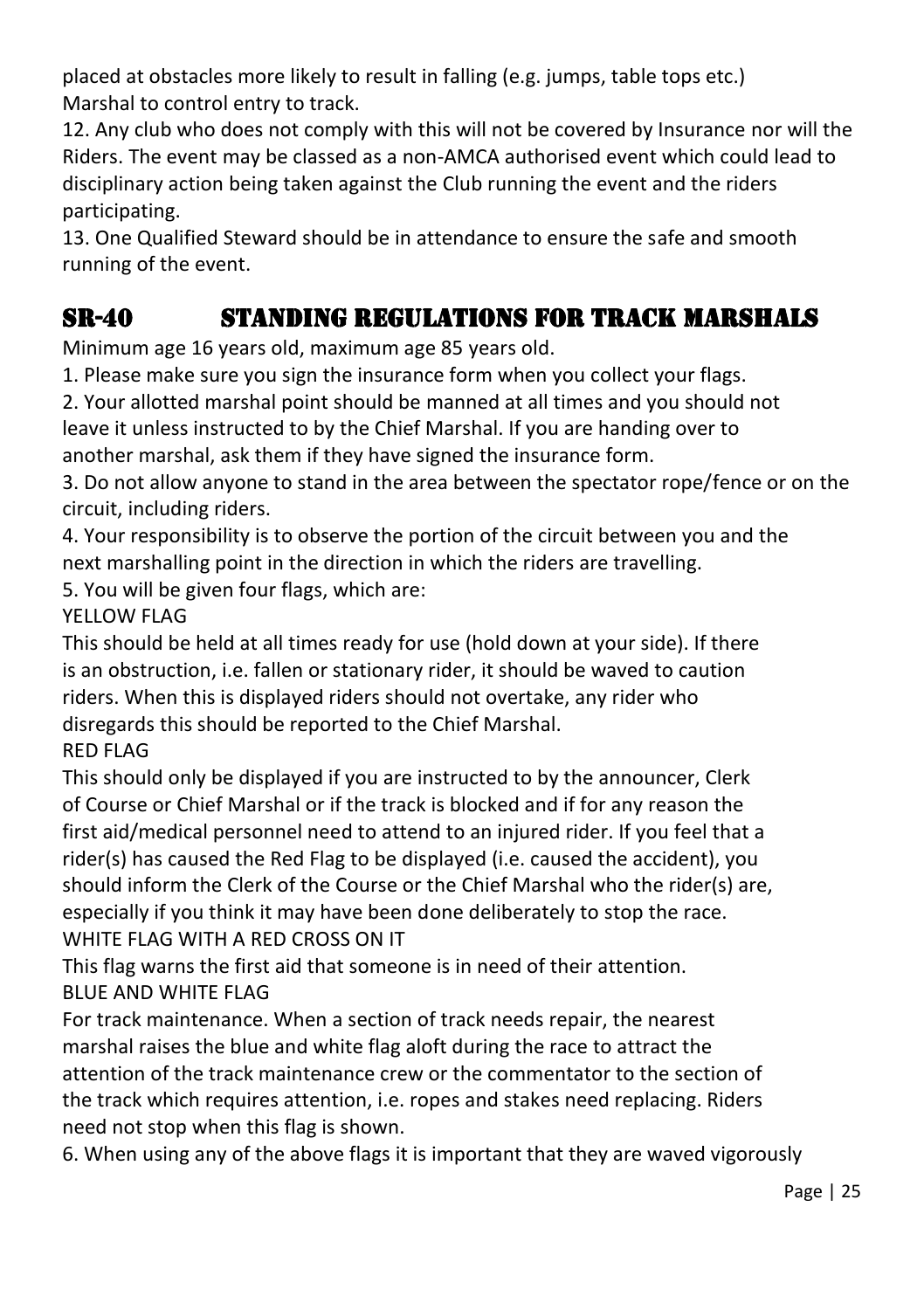placed at obstacles more likely to result in falling (e.g. jumps, table tops etc.)
Marshal to control entry to track.

12. Any club who does not comply with this will not be covered by Insurance nor will the Riders. The event may be classed as a non-AMCA authorised event which could lead to disciplinary action being taken against the Club running the event and the riders participating.

13. One Qualified Steward should be in attendance to ensure the safe and smooth running of the event.

## SR-40 STANDING REGULATIONS FOR TRACK MARSHALS

Minimum age 16 years old, maximum age 85 years old.

1. Please make sure you sign the insurance form when you collect your flags.

2. Your allotted marshal point should be manned at all times and you should not leave it unless instructed to by the Chief Marshal. If you are handing over to another marshal, ask them if they have signed the insurance form.

3. Do not allow anyone to stand in the area between the spectator rope/fence or on the circuit, including riders.

4. Your responsibility is to observe the portion of the circuit between you and the next marshalling point in the direction in which the riders are travelling.

5. You will be given four flags, which are:

YELLOW FLAG

This should be held at all times ready for use (hold down at your side). If there is an obstruction, i.e. fallen or stationary rider, it should be waved to caution riders. When this is displayed riders should not overtake, any rider who disregards this should be reported to the Chief Marshal.

RED FLAG

This should only be displayed if you are instructed to by the announcer, Clerk of Course or Chief Marshal or if the track is blocked and if for any reason the first aid/medical personnel need to attend to an injured rider. If you feel that a rider(s) has caused the Red Flag to be displayed (i.e. caused the accident), you should inform the Clerk of the Course or the Chief Marshal who the rider(s) are, especially if you think it may have been done deliberately to stop the race.

WHITE FLAG WITH A RED CROSS ON IT

This flag warns the first aid that someone is in need of their attention.

BLUE AND WHITE FLAG

For track maintenance. When a section of track needs repair, the nearest marshal raises the blue and white flag aloft during the race to attract the attention of the track maintenance crew or the commentator to the section of the track which requires attention, i.e. ropes and stakes need replacing. Riders need not stop when this flag is shown.

6. When using any of the above flags it is important that they are waved vigorously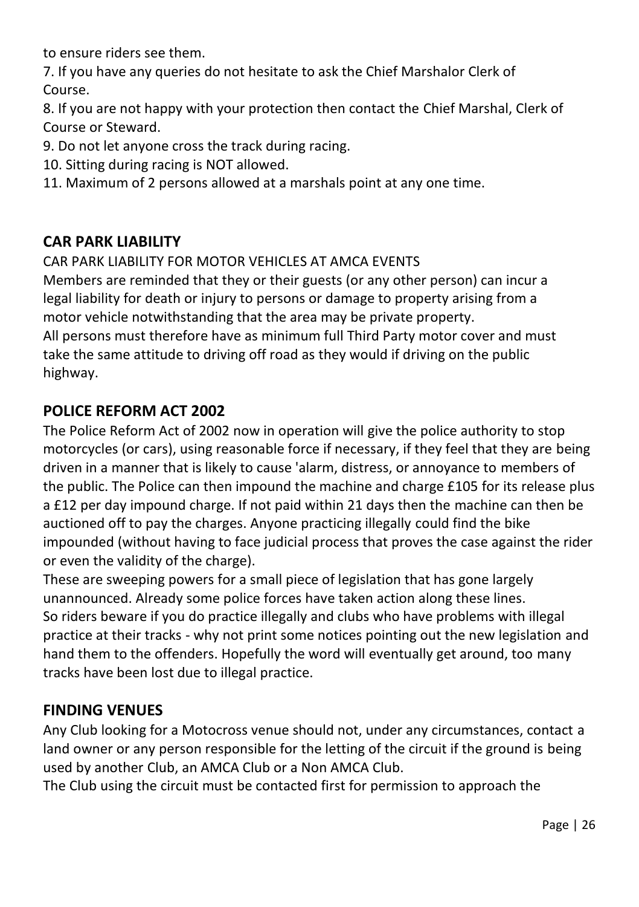to ensure riders see them.

7. If you have any queries do not hesitate to ask the Chief Marshalor Clerk of Course.
8. If you are not happy with your protection then contact the Chief Marshal, Clerk of Course or Steward.
9. Do not let anyone cross the track during racing.
10. Sitting during racing is NOT allowed.
11. Maximum of 2 persons allowed at a marshals point at any one time.

## CAR PARK LIABILITY

CAR PARK LIABILITY FOR MOTOR VEHICLES AT AMCA EVENTS

Members are reminded that they or their guests (or any other person) can incur a legal liability for death or injury to persons or damage to property arising from a motor vehicle notwithstanding that the area may be private property.

All persons must therefore have as minimum full Third Party motor cover and must take the same attitude to driving off road as they would if driving on the public highway.

## POLICE REFORM ACT 2002

The Police Reform Act of 2002 now in operation will give the police authority to stop motorcycles (or cars), using reasonable force if necessary, if they feel that they are being driven in a manner that is likely to cause 'alarm, distress, or annoyance to members of the public. The Police can then impound the machine and charge £105 for its release plus a £12 per day impound charge. If not paid within 21 days then the machine can then be auctioned off to pay the charges. Anyone practicing illegally could find the bike impounded (without having to face judicial process that proves the case against the rider or even the validity of the charge).

These are sweeping powers for a small piece of legislation that has gone largely unannounced. Already some police forces have taken action along these lines.

So riders beware if you do practice illegally and clubs who have problems with illegal practice at their tracks - why not print some notices pointing out the new legislation and hand them to the offenders. Hopefully the word will eventually get around, too many tracks have been lost due to illegal practice.

## FINDING VENUES

Any Club looking for a Motocross venue should not, under any circumstances, contact a land owner or any person responsible for the letting of the circuit if the ground is being used by another Club, an AMCA Club or a Non AMCA Club.

The Club using the circuit must be contacted first for permission to approach the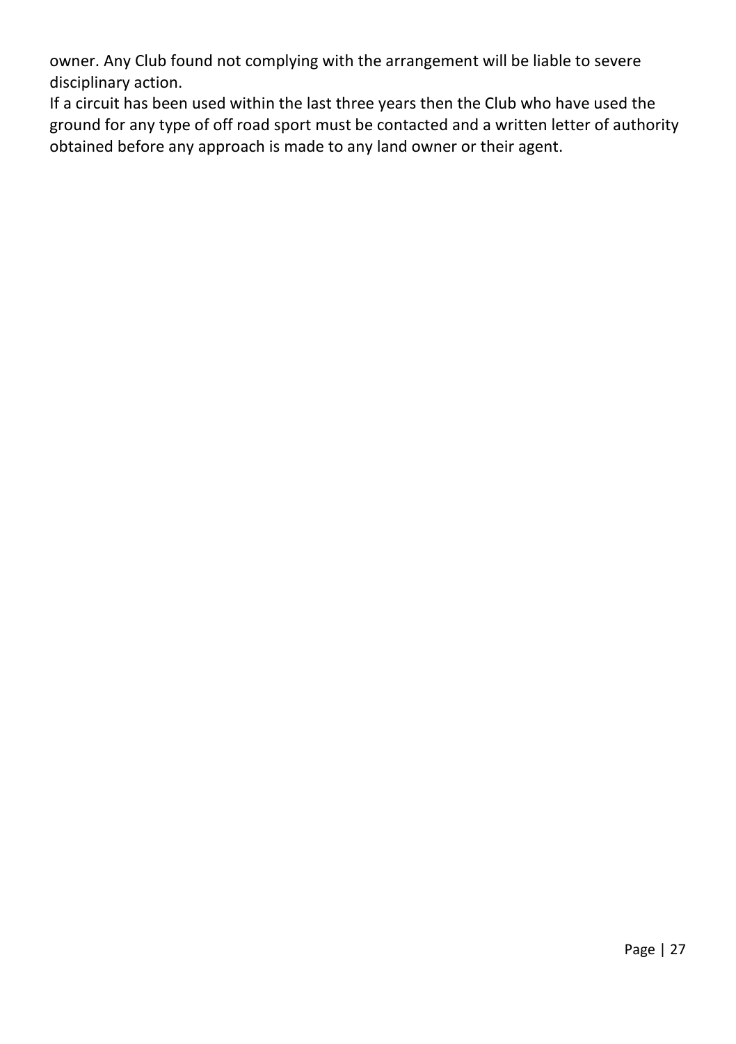owner. Any Club found not complying with the arrangement will be liable to severe disciplinary action.

If a circuit has been used within the last three years then the Club who have used the ground for any type of off road sport must be contacted and a written letter of authority obtained before any approach is made to any land owner or their agent.